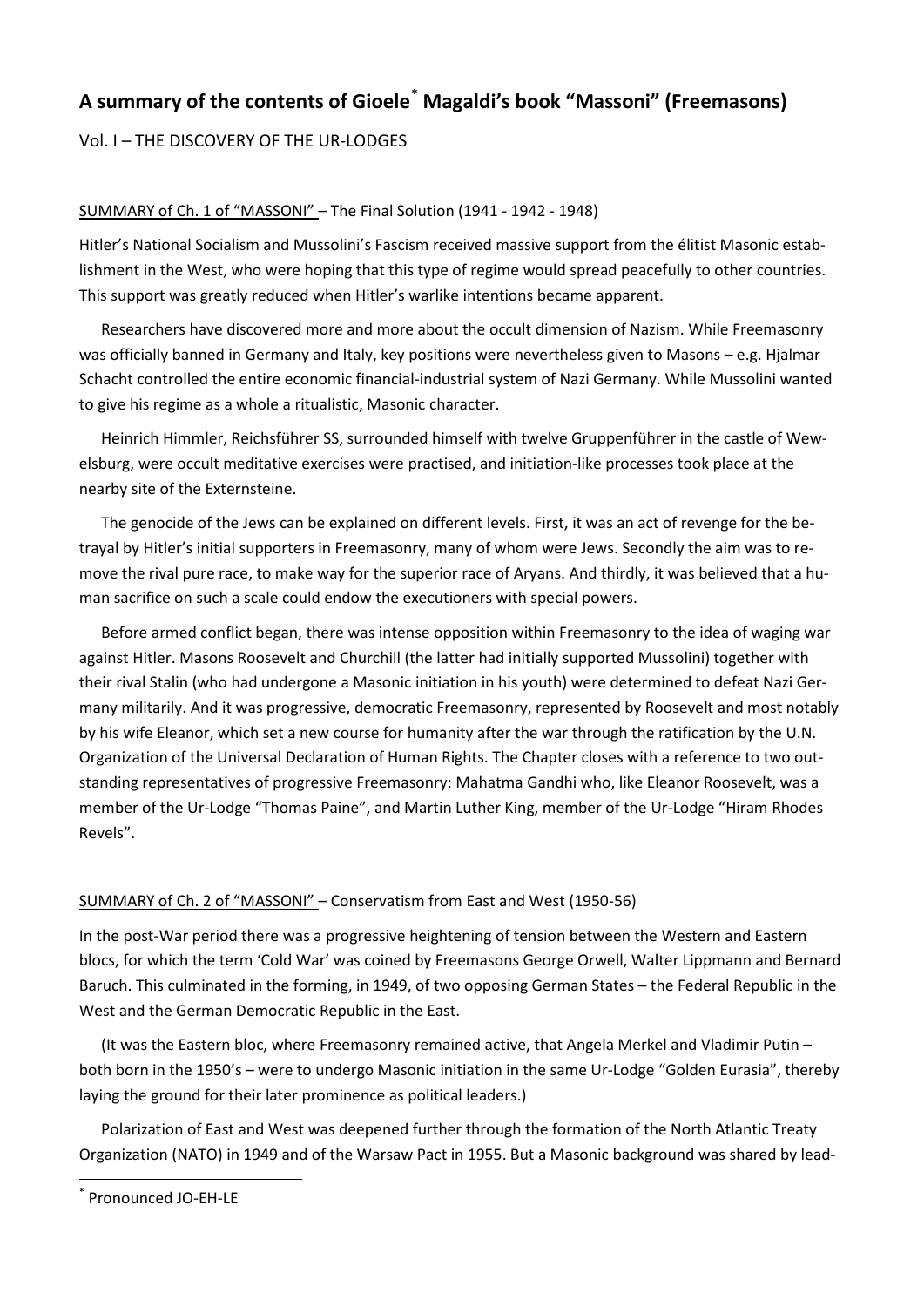# A summary of the contents of Gioele[*] Magaldi's book "Massoni" (Freemasons)

Vol. I – THE DISCOVERY OF THE UR-LODGES

## SUMMARY of Ch. 1 of "MASSONI" – The Final Solution (1941 - 1942 - 1948)

Hitler's National Socialism and Mussolini's Fascism received massive support from the élitist Masonic establishment in the West, who were hoping that this type of regime would spread peacefully to other countries. This support was greatly reduced when Hitler's warlike intentions became apparent.

Researchers have discovered more and more about the occult dimension of Nazism. While Freemasonry was officially banned in Germany and Italy, key positions were nevertheless given to Masons – e.g. Hjalmar Schacht controlled the entire economic financial-industrial system of Nazi Germany. While Mussolini wanted to give his regime as a whole a ritualistic, Masonic character.

Heinrich Himmler, Reichsführer SS, surrounded himself with twelve Gruppenführer in the castle of Wewelsburg, were occult meditative exercises were practised, and initiation-like processes took place at the nearby site of the Externsteine.

The genocide of the Jews can be explained on different levels. First, it was an act of revenge for the betrayal by Hitler's initial supporters in Freemasonry, many of whom were Jews. Secondly the aim was to remove the rival pure race, to make way for the superior race of Aryans. And thirdly, it was believed that a human sacrifice on such a scale could endow the executioners with special powers.

Before armed conflict began, there was intense opposition within Freemasonry to the idea of waging war against Hitler. Masons Roosevelt and Churchill (the latter had initially supported Mussolini) together with their rival Stalin (who had undergone a Masonic initiation in his youth) were determined to defeat Nazi Germany militarily. And it was progressive, democratic Freemasonry, represented by Roosevelt and most notably by his wife Eleanor, which set a new course for humanity after the war through the ratification by the U.N. Organization of the Universal Declaration of Human Rights. The Chapter closes with a reference to two outstanding representatives of progressive Freemasonry: Mahatma Gandhi who, like Eleanor Roosevelt, was a member of the Ur-Lodge "Thomas Paine", and Martin Luther King, member of the Ur-Lodge "Hiram Rhodes Revels".

## SUMMARY of Ch. 2 of "MASSONI" – Conservatism from East and West (1950-56)

In the post-War period there was a progressive heightening of tension between the Western and Eastern blocs, for which the term 'Cold War' was coined by Freemasons George Orwell, Walter Lippmann and Bernard Baruch. This culminated in the forming, in 1949, of two opposing German States – the Federal Republic in the West and the German Democratic Republic in the East.

(It was the Eastern bloc, where Freemasonry remained active, that Angela Merkel and Vladimir Putin – both born in the 1950's – were to undergo Masonic initiation in the same Ur-Lodge "Golden Eurasia", thereby laying the ground for their later prominence as political leaders.)

Polarization of East and West was deepened further through the formation of the North Atlantic Treaty Organization (NATO) in 1949 and of the Warsaw Pact in 1955. But a Masonic background was shared by lead-

[*] Pronounced JO-EH-LE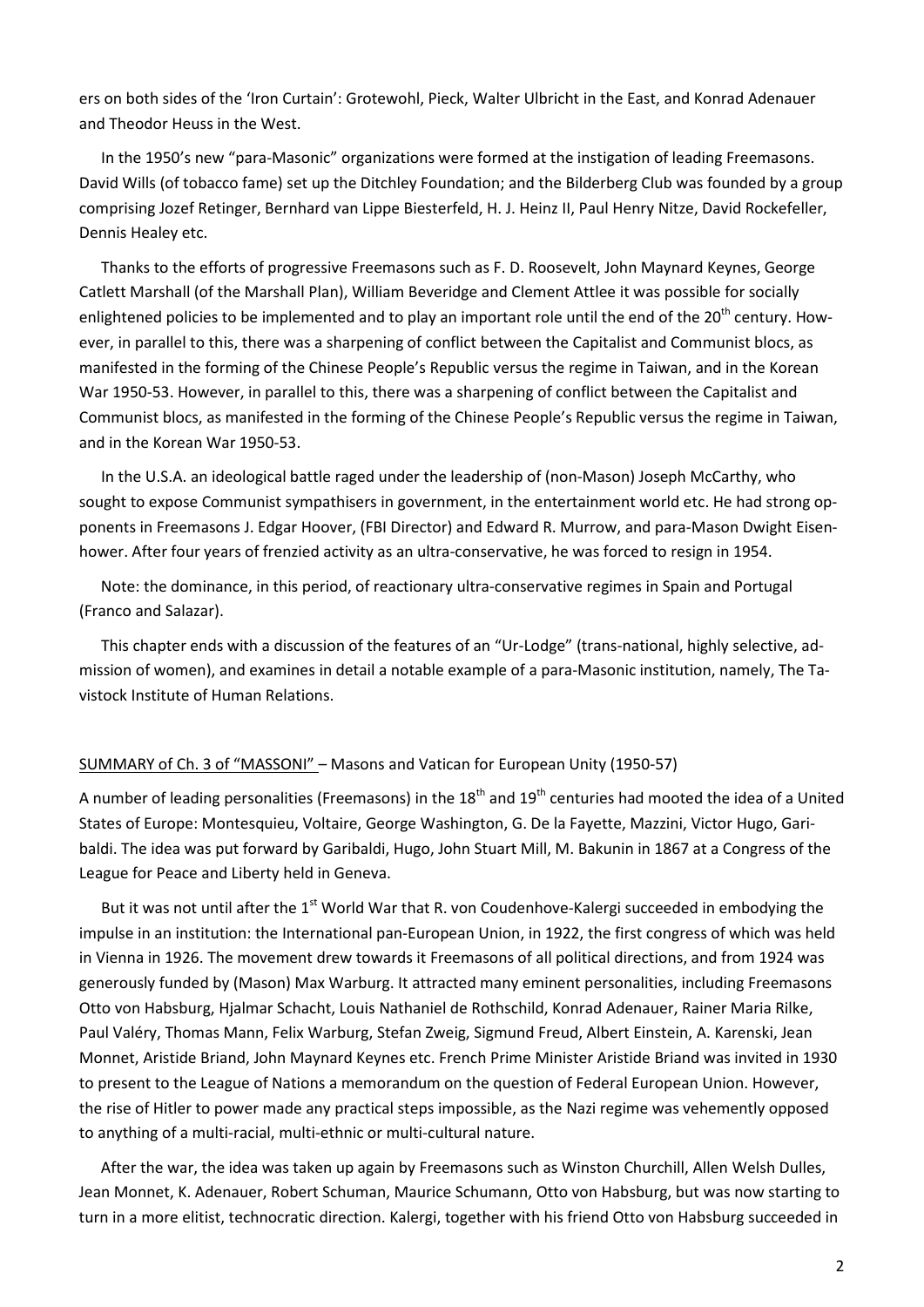ers on both sides of the 'Iron Curtain': Grotewohl, Pieck, Walter Ulbricht in the East, and Konrad Adenauer and Theodor Heuss in the West.

In the 1950's new "para-Masonic" organizations were formed at the instigation of leading Freemasons. David Wills (of tobacco fame) set up the Ditchley Foundation; and the Bilderberg Club was founded by a group comprising Jozef Retinger, Bernhard van Lippe Biesterfeld, H. J. Heinz II, Paul Henry Nitze, David Rockefeller, Dennis Healey etc.

Thanks to the efforts of progressive Freemasons such as F. D. Roosevelt, John Maynard Keynes, George Catlett Marshall (of the Marshall Plan), William Beveridge and Clement Attlee it was possible for socially enlightened policies to be implemented and to play an important role until the end of the 20th century. However, in parallel to this, there was a sharpening of conflict between the Capitalist and Communist blocs, as manifested in the forming of the Chinese People's Republic versus the regime in Taiwan, and in the Korean War 1950-53. However, in parallel to this, there was a sharpening of conflict between the Capitalist and Communist blocs, as manifested in the forming of the Chinese People's Republic versus the regime in Taiwan, and in the Korean War 1950-53.

In the U.S.A. an ideological battle raged under the leadership of (non-Mason) Joseph McCarthy, who sought to expose Communist sympathisers in government, in the entertainment world etc. He had strong opponents in Freemasons J. Edgar Hoover, (FBI Director) and Edward R. Murrow, and para-Mason Dwight Eisenhower. After four years of frenzied activity as an ultra-conservative, he was forced to resign in 1954.

Note: the dominance, in this period, of reactionary ultra-conservative regimes in Spain and Portugal (Franco and Salazar).

This chapter ends with a discussion of the features of an "Ur-Lodge" (trans-national, highly selective, admission of women), and examines in detail a notable example of a para-Masonic institution, namely, The Tavistock Institute of Human Relations.

## SUMMARY of Ch. 3 of "MASSONI" – Masons and Vatican for European Unity (1950-57)

A number of leading personalities (Freemasons) in the 18th and 19th centuries had mooted the idea of a United States of Europe: Montesquieu, Voltaire, George Washington, G. De la Fayette, Mazzini, Victor Hugo, Garibaldi. The idea was put forward by Garibaldi, Hugo, John Stuart Mill, M. Bakunin in 1867 at a Congress of the League for Peace and Liberty held in Geneva.

But it was not until after the 1st World War that R. von Coudenhove-Kalergi succeeded in embodying the impulse in an institution: the International pan-European Union, in 1922, the first congress of which was held in Vienna in 1926. The movement drew towards it Freemasons of all political directions, and from 1924 was generously funded by (Mason) Max Warburg. It attracted many eminent personalities, including Freemasons Otto von Habsburg, Hjalmar Schacht, Louis Nathaniel de Rothschild, Konrad Adenauer, Rainer Maria Rilke, Paul Valéry, Thomas Mann, Felix Warburg, Stefan Zweig, Sigmund Freud, Albert Einstein, A. Karenski, Jean Monnet, Aristide Briand, John Maynard Keynes etc. French Prime Minister Aristide Briand was invited in 1930 to present to the League of Nations a memorandum on the question of Federal European Union. However, the rise of Hitler to power made any practical steps impossible, as the Nazi regime was vehemently opposed to anything of a multi-racial, multi-ethnic or multi-cultural nature.

After the war, the idea was taken up again by Freemasons such as Winston Churchill, Allen Welsh Dulles, Jean Monnet, K. Adenauer, Robert Schuman, Maurice Schumann, Otto von Habsburg, but was now starting to turn in a more elitist, technocratic direction. Kalergi, together with his friend Otto von Habsburg succeeded in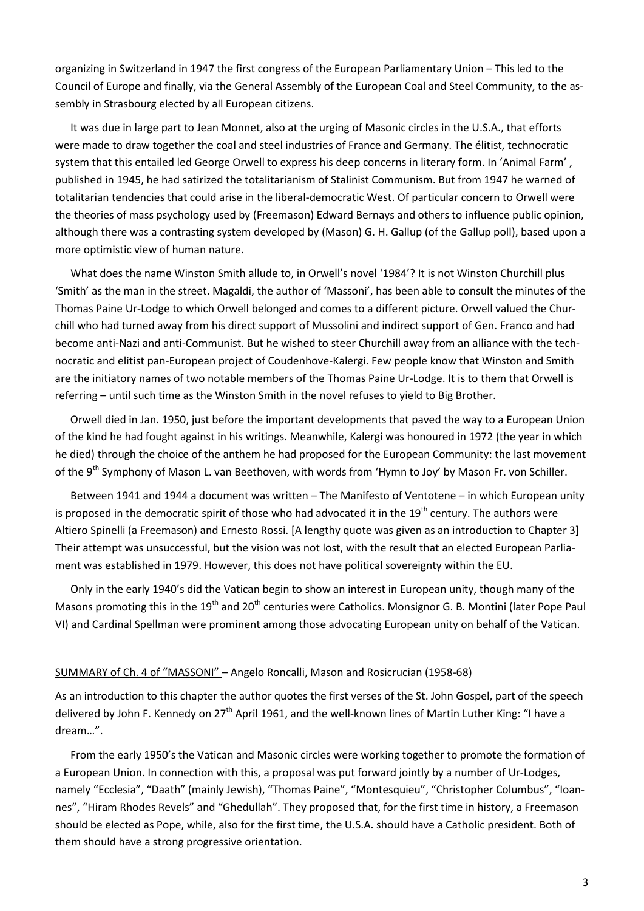organizing in Switzerland in 1947 the first congress of the European Parliamentary Union – This led to the Council of Europe and finally, via the General Assembly of the European Coal and Steel Community, to the assembly in Strasbourg elected by all European citizens.

It was due in large part to Jean Monnet, also at the urging of Masonic circles in the U.S.A., that efforts were made to draw together the coal and steel industries of France and Germany. The élitist, technocratic system that this entailed led George Orwell to express his deep concerns in literary form. In 'Animal Farm' , published in 1945, he had satirized the totalitarianism of Stalinist Communism. But from 1947 he warned of totalitarian tendencies that could arise in the liberal-democratic West. Of particular concern to Orwell were the theories of mass psychology used by (Freemason) Edward Bernays and others to influence public opinion, although there was a contrasting system developed by (Mason) G. H. Gallup (of the Gallup poll), based upon a more optimistic view of human nature.

What does the name Winston Smith allude to, in Orwell's novel '1984'? It is not Winston Churchill plus 'Smith' as the man in the street. Magaldi, the author of 'Massoni', has been able to consult the minutes of the Thomas Paine Ur-Lodge to which Orwell belonged and comes to a different picture. Orwell valued the Churchill who had turned away from his direct support of Mussolini and indirect support of Gen. Franco and had become anti-Nazi and anti-Communist. But he wished to steer Churchill away from an alliance with the technocratic and elitist pan-European project of Coudenhove-Kalergi. Few people know that Winston and Smith are the initiatory names of two notable members of the Thomas Paine Ur-Lodge. It is to them that Orwell is referring – until such time as the Winston Smith in the novel refuses to yield to Big Brother.

Orwell died in Jan. 1950, just before the important developments that paved the way to a European Union of the kind he had fought against in his writings. Meanwhile, Kalergi was honoured in 1972 (the year in which he died) through the choice of the anthem he had proposed for the European Community: the last movement of the 9th Symphony of Mason L. van Beethoven, with words from 'Hymn to Joy' by Mason Fr. von Schiller.

Between 1941 and 1944 a document was written – The Manifesto of Ventotene – in which European unity is proposed in the democratic spirit of those who had advocated it in the 19th century. The authors were Altiero Spinelli (a Freemason) and Ernesto Rossi. [A lengthy quote was given as an introduction to Chapter 3] Their attempt was unsuccessful, but the vision was not lost, with the result that an elected European Parliament was established in 1979. However, this does not have political sovereignty within the EU.

Only in the early 1940's did the Vatican begin to show an interest in European unity, though many of the Masons promoting this in the 19th and 20th centuries were Catholics. Monsignor G. B. Montini (later Pope Paul VI) and Cardinal Spellman were prominent among those advocating European unity on behalf of the Vatican.

SUMMARY of Ch. 4 of "MASSONI" – Angelo Roncalli, Mason and Rosicrucian (1958-68)

As an introduction to this chapter the author quotes the first verses of the St. John Gospel, part of the speech delivered by John F. Kennedy on 27th April 1961, and the well-known lines of Martin Luther King: "I have a dream…".

From the early 1950's the Vatican and Masonic circles were working together to promote the formation of a European Union. In connection with this, a proposal was put forward jointly by a number of Ur-Lodges, namely "Ecclesia", "Daath" (mainly Jewish), "Thomas Paine", "Montesquieu", "Christopher Columbus", "Ioannes", "Hiram Rhodes Revels" and "Ghedullah". They proposed that, for the first time in history, a Freemason should be elected as Pope, while, also for the first time, the U.S.A. should have a Catholic president. Both of them should have a strong progressive orientation.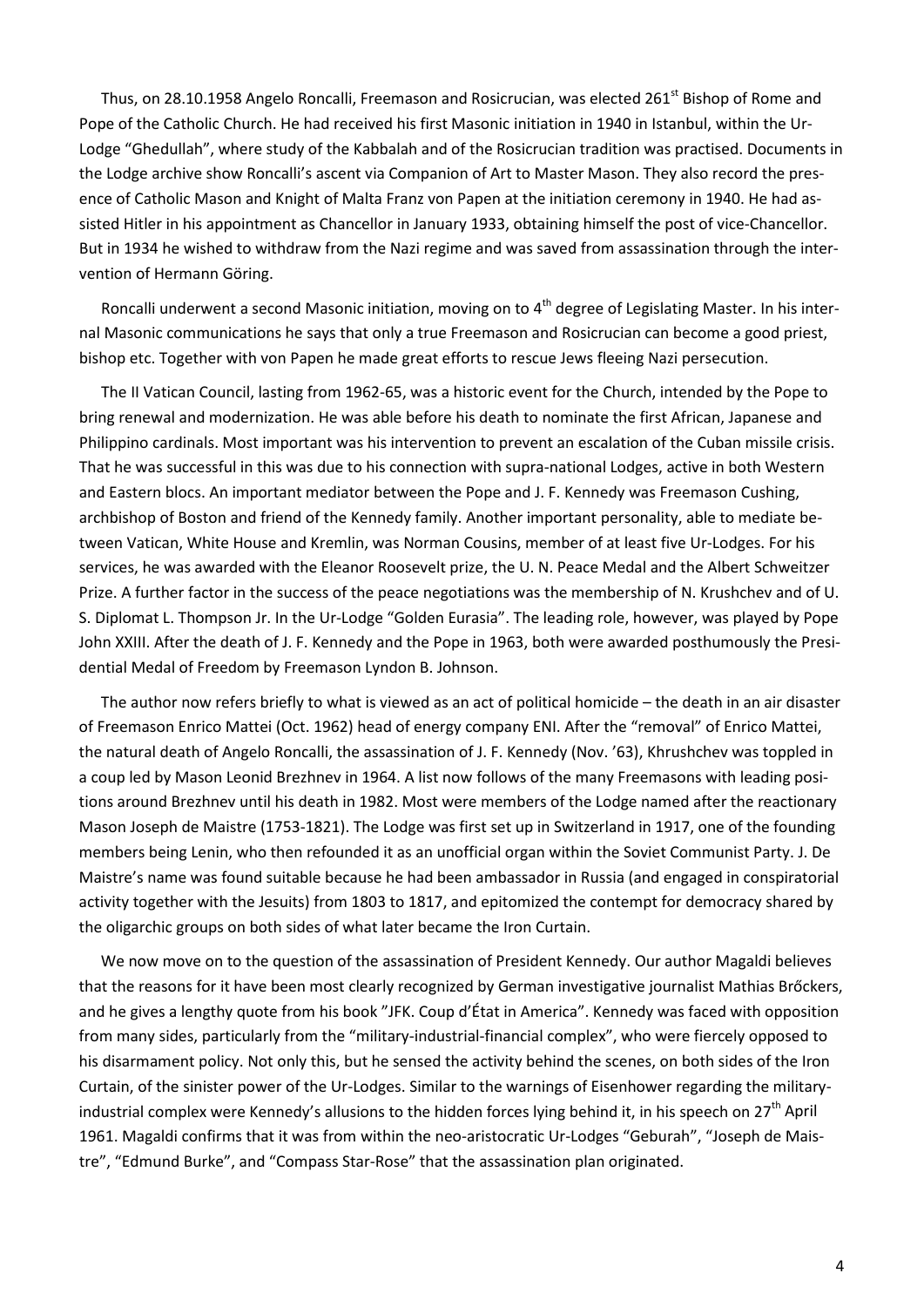Thus, on 28.10.1958 Angelo Roncalli, Freemason and Rosicrucian, was elected 261st Bishop of Rome and Pope of the Catholic Church. He had received his first Masonic initiation in 1940 in Istanbul, within the Ur-Lodge "Ghedullah", where study of the Kabbalah and of the Rosicrucian tradition was practised. Documents in the Lodge archive show Roncalli's ascent via Companion of Art to Master Mason. They also record the presence of Catholic Mason and Knight of Malta Franz von Papen at the initiation ceremony in 1940. He had assisted Hitler in his appointment as Chancellor in January 1933, obtaining himself the post of vice-Chancellor. But in 1934 he wished to withdraw from the Nazi regime and was saved from assassination through the intervention of Hermann Göring.

Roncalli underwent a second Masonic initiation, moving on to 4th degree of Legislating Master. In his internal Masonic communications he says that only a true Freemason and Rosicrucian can become a good priest, bishop etc. Together with von Papen he made great efforts to rescue Jews fleeing Nazi persecution.

The II Vatican Council, lasting from 1962-65, was a historic event for the Church, intended by the Pope to bring renewal and modernization. He was able before his death to nominate the first African, Japanese and Philippino cardinals. Most important was his intervention to prevent an escalation of the Cuban missile crisis. That he was successful in this was due to his connection with supra-national Lodges, active in both Western and Eastern blocs. An important mediator between the Pope and J. F. Kennedy was Freemason Cushing, archbishop of Boston and friend of the Kennedy family. Another important personality, able to mediate between Vatican, White House and Kremlin, was Norman Cousins, member of at least five Ur-Lodges. For his services, he was awarded with the Eleanor Roosevelt prize, the U. N. Peace Medal and the Albert Schweitzer Prize. A further factor in the success of the peace negotiations was the membership of N. Krushchev and of U. S. Diplomat L. Thompson Jr. In the Ur-Lodge "Golden Eurasia". The leading role, however, was played by Pope John XXIII. After the death of J. F. Kennedy and the Pope in 1963, both were awarded posthumously the Presidential Medal of Freedom by Freemason Lyndon B. Johnson.

The author now refers briefly to what is viewed as an act of political homicide – the death in an air disaster of Freemason Enrico Mattei (Oct. 1962) head of energy company ENI. After the "removal" of Enrico Mattei, the natural death of Angelo Roncalli, the assassination of J. F. Kennedy (Nov. '63), Khrushchev was toppled in a coup led by Mason Leonid Brezhnev in 1964. A list now follows of the many Freemasons with leading positions around Brezhnev until his death in 1982. Most were members of the Lodge named after the reactionary Mason Joseph de Maistre (1753-1821). The Lodge was first set up in Switzerland in 1917, one of the founding members being Lenin, who then refounded it as an unofficial organ within the Soviet Communist Party. J. De Maistre's name was found suitable because he had been ambassador in Russia (and engaged in conspiratorial activity together with the Jesuits) from 1803 to 1817, and epitomized the contempt for democracy shared by the oligarchic groups on both sides of what later became the Iron Curtain.

We now move on to the question of the assassination of President Kennedy. Our author Magaldi believes that the reasons for it have been most clearly recognized by German investigative journalist Mathias Bröckers, and he gives a lengthy quote from his book "JFK. Coup d'État in America". Kennedy was faced with opposition from many sides, particularly from the "military-industrial-financial complex", who were fiercely opposed to his disarmament policy. Not only this, but he sensed the activity behind the scenes, on both sides of the Iron Curtain, of the sinister power of the Ur-Lodges. Similar to the warnings of Eisenhower regarding the military-industrial complex were Kennedy's allusions to the hidden forces lying behind it, in his speech on 27th April 1961. Magaldi confirms that it was from within the neo-aristocratic Ur-Lodges "Geburah", "Joseph de Maistre", "Edmund Burke", and "Compass Star-Rose" that the assassination plan originated.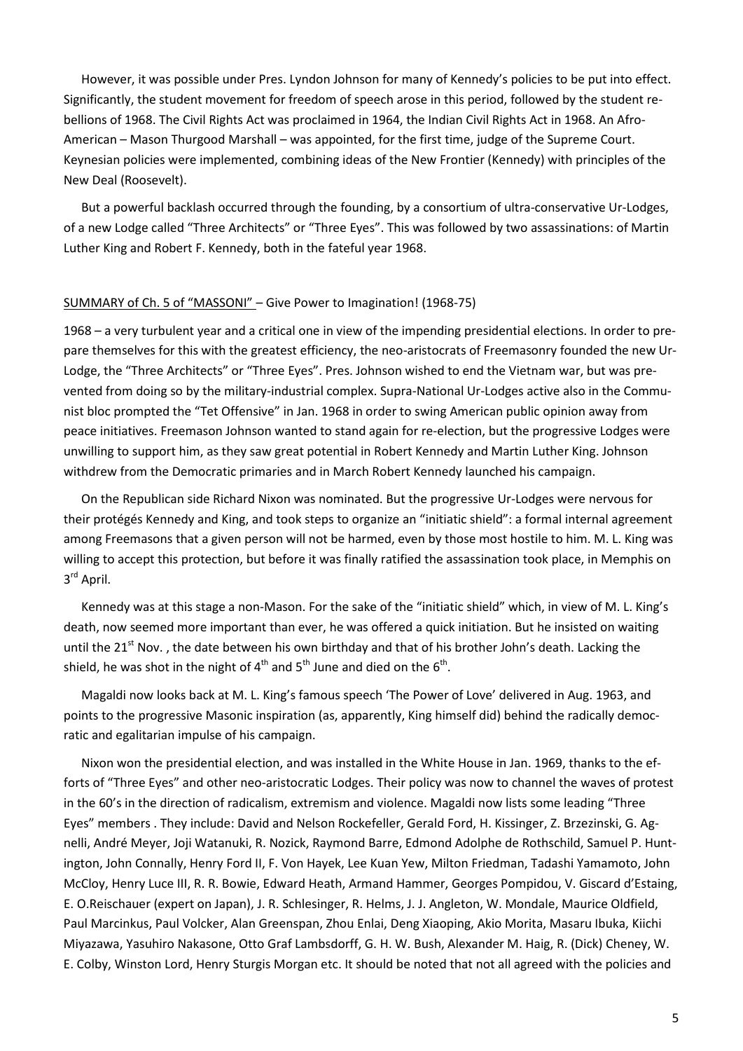However, it was possible under Pres. Lyndon Johnson for many of Kennedy's policies to be put into effect. Significantly, the student movement for freedom of speech arose in this period, followed by the student rebellions of 1968. The Civil Rights Act was proclaimed in 1964, the Indian Civil Rights Act in 1968. An Afro-American – Mason Thurgood Marshall – was appointed, for the first time, judge of the Supreme Court. Keynesian policies were implemented, combining ideas of the New Frontier (Kennedy) with principles of the New Deal (Roosevelt).

But a powerful backlash occurred through the founding, by a consortium of ultra-conservative Ur-Lodges, of a new Lodge called "Three Architects" or "Three Eyes". This was followed by two assassinations: of Martin Luther King and Robert F. Kennedy, both in the fateful year 1968.

<u>SUMMARY of Ch. 5 of "MASSONI"</u> – Give Power to Imagination! (1968-75)

1968 – a very turbulent year and a critical one in view of the impending presidential elections. In order to prepare themselves for this with the greatest efficiency, the neo-aristocrats of Freemasonry founded the new Ur-Lodge, the "Three Architects" or "Three Eyes". Pres. Johnson wished to end the Vietnam war, but was prevented from doing so by the military-industrial complex. Supra-National Ur-Lodges active also in the Communist bloc prompted the "Tet Offensive" in Jan. 1968 in order to swing American public opinion away from peace initiatives. Freemason Johnson wanted to stand again for re-election, but the progressive Lodges were unwilling to support him, as they saw great potential in Robert Kennedy and Martin Luther King. Johnson withdrew from the Democratic primaries and in March Robert Kennedy launched his campaign.

On the Republican side Richard Nixon was nominated. But the progressive Ur-Lodges were nervous for their protégés Kennedy and King, and took steps to organize an "initiatic shield": a formal internal agreement among Freemasons that a given person will not be harmed, even by those most hostile to him. M. L. King was willing to accept this protection, but before it was finally ratified the assassination took place, in Memphis on 3rd April.

Kennedy was at this stage a non-Mason. For the sake of the "initiatic shield" which, in view of M. L. King's death, now seemed more important than ever, he was offered a quick initiation. But he insisted on waiting until the 21st Nov. , the date between his own birthday and that of his brother John's death. Lacking the shield, he was shot in the night of 4th and 5th June and died on the 6th.

Magaldi now looks back at M. L. King's famous speech 'The Power of Love' delivered in Aug. 1963, and points to the progressive Masonic inspiration (as, apparently, King himself did) behind the radically democratic and egalitarian impulse of his campaign.

Nixon won the presidential election, and was installed in the White House in Jan. 1969, thanks to the efforts of "Three Eyes" and other neo-aristocratic Lodges. Their policy was now to channel the waves of protest in the 60's in the direction of radicalism, extremism and violence. Magaldi now lists some leading "Three Eyes" members . They include: David and Nelson Rockefeller, Gerald Ford, H. Kissinger, Z. Brzezinski, G. Agnelli, André Meyer, Joji Watanuki, R. Nozick, Raymond Barre, Edmond Adolphe de Rothschild, Samuel P. Huntington, John Connally, Henry Ford II, F. Von Hayek, Lee Kuan Yew, Milton Friedman, Tadashi Yamamoto, John McCloy, Henry Luce III, R. R. Bowie, Edward Heath, Armand Hammer, Georges Pompidou, V. Giscard d'Estaing, E. O.Reischauer (expert on Japan), J. R. Schlesinger, R. Helms, J. J. Angleton, W. Mondale, Maurice Oldfield, Paul Marcinkus, Paul Volcker, Alan Greenspan, Zhou Enlai, Deng Xiaoping, Akio Morita, Masaru Ibuka, Kiichi Miyazawa, Yasuhiro Nakasone, Otto Graf Lambsdorff, G. H. W. Bush, Alexander M. Haig, R. (Dick) Cheney, W. E. Colby, Winston Lord, Henry Sturgis Morgan etc. It should be noted that not all agreed with the policies and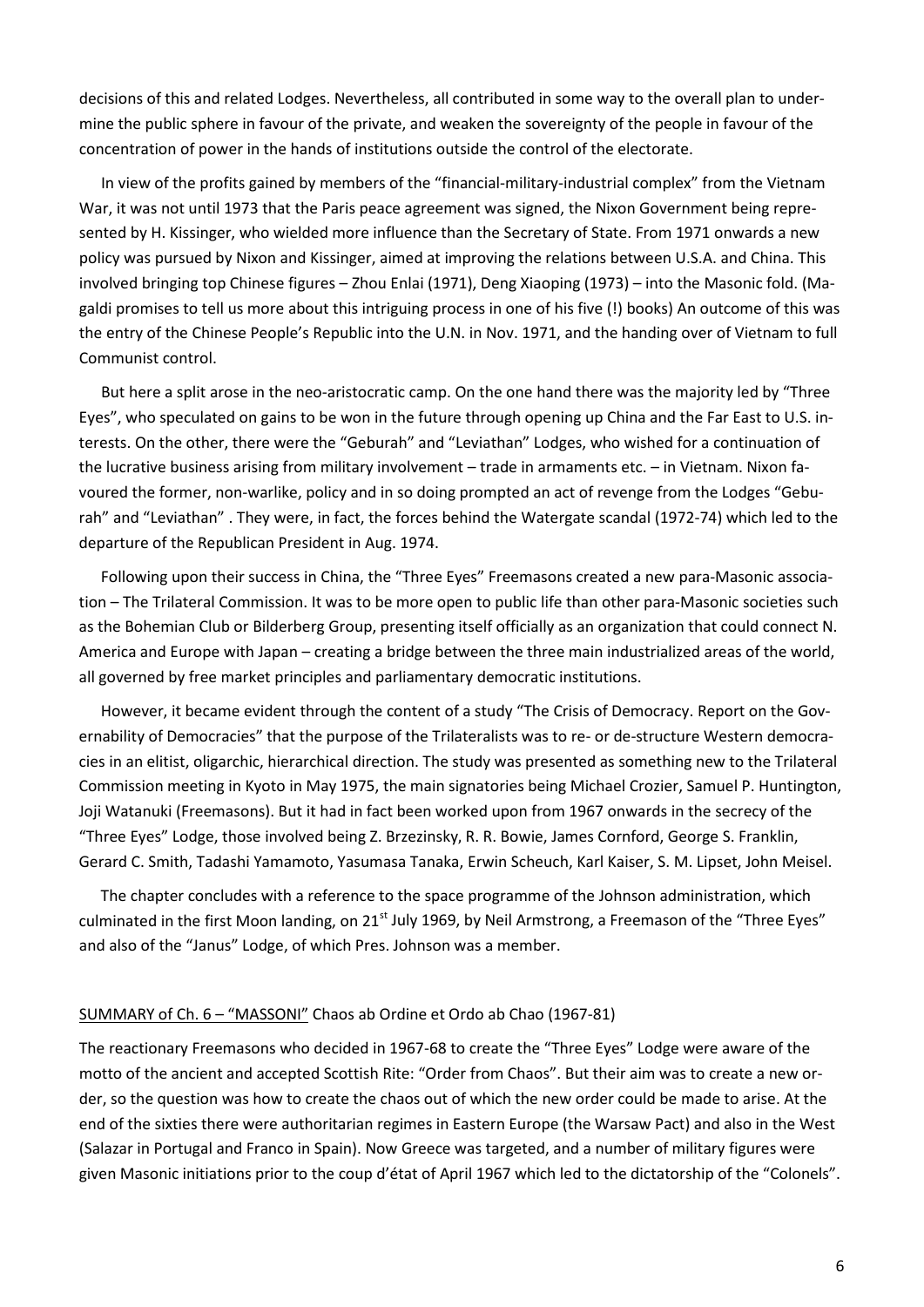decisions of this and related Lodges. Nevertheless, all contributed in some way to the overall plan to undermine the public sphere in favour of the private, and weaken the sovereignty of the people in favour of the concentration of power in the hands of institutions outside the control of the electorate.

In view of the profits gained by members of the "financial-military-industrial complex" from the Vietnam War, it was not until 1973 that the Paris peace agreement was signed, the Nixon Government being represented by H. Kissinger, who wielded more influence than the Secretary of State. From 1971 onwards a new policy was pursued by Nixon and Kissinger, aimed at improving the relations between U.S.A. and China. This involved bringing top Chinese figures – Zhou Enlai (1971), Deng Xiaoping (1973) – into the Masonic fold. (Magaldi promises to tell us more about this intriguing process in one of his five (!) books) An outcome of this was the entry of the Chinese People's Republic into the U.N. in Nov. 1971, and the handing over of Vietnam to full Communist control.

But here a split arose in the neo-aristocratic camp. On the one hand there was the majority led by "Three Eyes", who speculated on gains to be won in the future through opening up China and the Far East to U.S. interests. On the other, there were the "Geburah" and "Leviathan" Lodges, who wished for a continuation of the lucrative business arising from military involvement – trade in armaments etc. – in Vietnam. Nixon favoured the former, non-warlike, policy and in so doing prompted an act of revenge from the Lodges "Geburah" and "Leviathan" . They were, in fact, the forces behind the Watergate scandal (1972-74) which led to the departure of the Republican President in Aug. 1974.

Following upon their success in China, the "Three Eyes" Freemasons created a new para-Masonic association – The Trilateral Commission. It was to be more open to public life than other para-Masonic societies such as the Bohemian Club or Bilderberg Group, presenting itself officially as an organization that could connect N. America and Europe with Japan – creating a bridge between the three main industrialized areas of the world, all governed by free market principles and parliamentary democratic institutions.

However, it became evident through the content of a study "The Crisis of Democracy. Report on the Governability of Democracies" that the purpose of the Trilateralists was to re- or de-structure Western democracies in an elitist, oligarchic, hierarchical direction. The study was presented as something new to the Trilateral Commission meeting in Kyoto in May 1975, the main signatories being Michael Crozier, Samuel P. Huntington, Joji Watanuki (Freemasons). But it had in fact been worked upon from 1967 onwards in the secrecy of the "Three Eyes" Lodge, those involved being Z. Brzezinsky, R. R. Bowie, James Cornford, George S. Franklin, Gerard C. Smith, Tadashi Yamamoto, Yasumasa Tanaka, Erwin Scheuch, Karl Kaiser, S. M. Lipset, John Meisel.

The chapter concludes with a reference to the space programme of the Johnson administration, which culminated in the first Moon landing, on 21st July 1969, by Neil Armstrong, a Freemason of the "Three Eyes" and also of the "Janus" Lodge, of which Pres. Johnson was a member.

<u>SUMMARY of Ch. 6 – "MASSONI"</u> Chaos ab Ordine et Ordo ab Chao (1967-81)

The reactionary Freemasons who decided in 1967-68 to create the "Three Eyes" Lodge were aware of the motto of the ancient and accepted Scottish Rite: "Order from Chaos". But their aim was to create a new order, so the question was how to create the chaos out of which the new order could be made to arise. At the end of the sixties there were authoritarian regimes in Eastern Europe (the Warsaw Pact) and also in the West (Salazar in Portugal and Franco in Spain). Now Greece was targeted, and a number of military figures were given Masonic initiations prior to the coup d'état of April 1967 which led to the dictatorship of the "Colonels".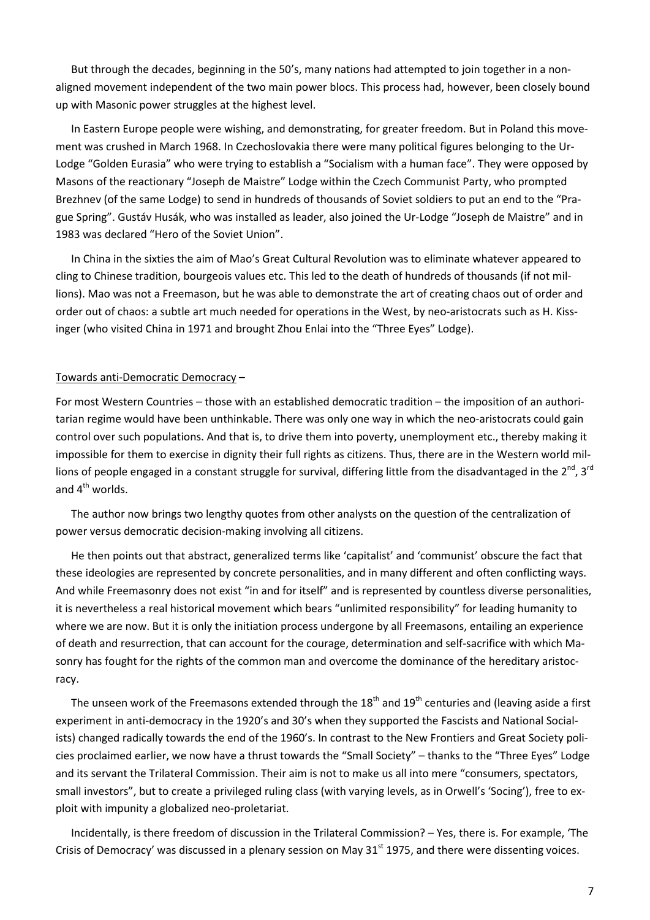But through the decades, beginning in the 50's, many nations had attempted to join together in a non-aligned movement independent of the two main power blocs. This process had, however, been closely bound up with Masonic power struggles at the highest level.

In Eastern Europe people were wishing, and demonstrating, for greater freedom. But in Poland this movement was crushed in March 1968. In Czechoslovakia there were many political figures belonging to the Ur-Lodge "Golden Eurasia" who were trying to establish a "Socialism with a human face". They were opposed by Masons of the reactionary "Joseph de Maistre" Lodge within the Czech Communist Party, who prompted Brezhnev (of the same Lodge) to send in hundreds of thousands of Soviet soldiers to put an end to the "Prague Spring". Gustáv Husák, who was installed as leader, also joined the Ur-Lodge "Joseph de Maistre" and in 1983 was declared "Hero of the Soviet Union".

In China in the sixties the aim of Mao's Great Cultural Revolution was to eliminate whatever appeared to cling to Chinese tradition, bourgeois values etc. This led to the death of hundreds of thousands (if not millions). Mao was not a Freemason, but he was able to demonstrate the art of creating chaos out of order and order out of chaos: a subtle art much needed for operations in the West, by neo-aristocrats such as H. Kissinger (who visited China in 1971 and brought Zhou Enlai into the "Three Eyes" Lodge).

<u>Towards anti-Democratic Democracy</u> –

For most Western Countries – those with an established democratic tradition – the imposition of an authoritarian regime would have been unthinkable. There was only one way in which the neo-aristocrats could gain control over such populations. And that is, to drive them into poverty, unemployment etc., thereby making it impossible for them to exercise in dignity their full rights as citizens. Thus, there are in the Western world millions of people engaged in a constant struggle for survival, differing little from the disadvantaged in the 2nd, 3rd and 4th worlds.

The author now brings two lengthy quotes from other analysts on the question of the centralization of power versus democratic decision-making involving all citizens.

He then points out that abstract, generalized terms like 'capitalist' and 'communist' obscure the fact that these ideologies are represented by concrete personalities, and in many different and often conflicting ways. And while Freemasonry does not exist "in and for itself" and is represented by countless diverse personalities, it is nevertheless a real historical movement which bears "unlimited responsibility" for leading humanity to where we are now. But it is only the initiation process undergone by all Freemasons, entailing an experience of death and resurrection, that can account for the courage, determination and self-sacrifice with which Masonry has fought for the rights of the common man and overcome the dominance of the hereditary aristocracy.

The unseen work of the Freemasons extended through the 18th and 19th centuries and (leaving aside a first experiment in anti-democracy in the 1920's and 30's when they supported the Fascists and National Socialists) changed radically towards the end of the 1960's. In contrast to the New Frontiers and Great Society policies proclaimed earlier, we now have a thrust towards the "Small Society" – thanks to the "Three Eyes" Lodge and its servant the Trilateral Commission. Their aim is not to make us all into mere "consumers, spectators, small investors", but to create a privileged ruling class (with varying levels, as in Orwell's 'Socing'), free to exploit with impunity a globalized neo-proletariat.

Incidentally, is there freedom of discussion in the Trilateral Commission? – Yes, there is. For example, 'The Crisis of Democracy' was discussed in a plenary session on May 31st 1975, and there were dissenting voices.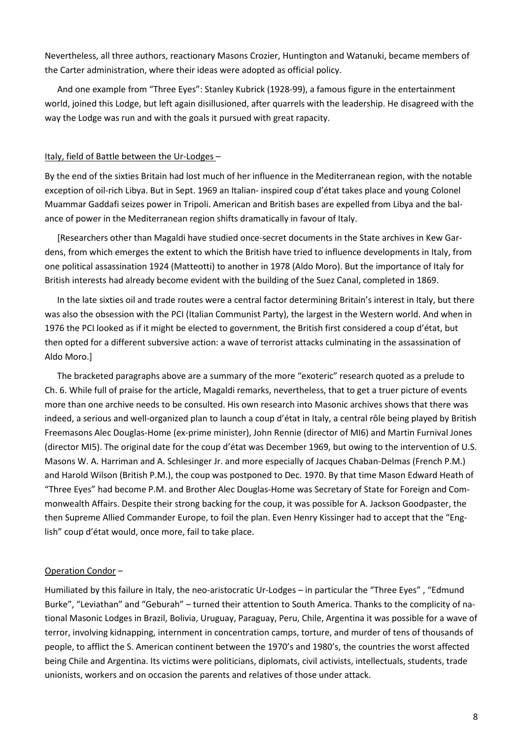Nevertheless, all three authors, reactionary Masons Crozier, Huntington and Watanuki, became members of the Carter administration, where their ideas were adopted as official policy.

And one example from "Three Eyes": Stanley Kubrick (1928-99), a famous figure in the entertainment world, joined this Lodge, but left again disillusioned, after quarrels with the leadership. He disagreed with the way the Lodge was run and with the goals it pursued with great rapacity.

<u>Italy, field of Battle between the Ur-Lodges</u> –

By the end of the sixties Britain had lost much of her influence in the Mediterranean region, with the notable exception of oil-rich Libya. But in Sept. 1969 an Italian- inspired coup d'état takes place and young Colonel Muammar Gaddafi seizes power in Tripoli. American and British bases are expelled from Libya and the balance of power in the Mediterranean region shifts dramatically in favour of Italy.

[Researchers other than Magaldi have studied once-secret documents in the State archives in Kew Gardens, from which emerges the extent to which the British have tried to influence developments in Italy, from one political assassination 1924 (Matteotti) to another in 1978 (Aldo Moro). But the importance of Italy for British interests had already become evident with the building of the Suez Canal, completed in 1869.

In the late sixties oil and trade routes were a central factor determining Britain's interest in Italy, but there was also the obsession with the PCI (Italian Communist Party), the largest in the Western world. And when in 1976 the PCI looked as if it might be elected to government, the British first considered a coup d'état, but then opted for a different subversive action: a wave of terrorist attacks culminating in the assassination of Aldo Moro.]

The bracketed paragraphs above are a summary of the more "exoteric" research quoted as a prelude to Ch. 6. While full of praise for the article, Magaldi remarks, nevertheless, that to get a truer picture of events more than one archive needs to be consulted. His own research into Masonic archives shows that there was indeed, a serious and well-organized plan to launch a coup d'état in Italy, a central rôle being played by British Freemasons Alec Douglas-Home (ex-prime minister), John Rennie (director of MI6) and Martin Furnival Jones (director MI5). The original date for the coup d'état was December 1969, but owing to the intervention of U.S. Masons W. A. Harriman and A. Schlesinger Jr. and more especially of Jacques Chaban-Delmas (French P.M.) and Harold Wilson (British P.M.), the coup was postponed to Dec. 1970. By that time Mason Edward Heath of "Three Eyes" had become P.M. and Brother Alec Douglas-Home was Secretary of State for Foreign and Commonwealth Affairs. Despite their strong backing for the coup, it was possible for A. Jackson Goodpaster, the then Supreme Allied Commander Europe, to foil the plan. Even Henry Kissinger had to accept that the "English" coup d'état would, once more, fail to take place.

<u>Operation Condor</u> –

Humiliated by this failure in Italy, the neo-aristocratic Ur-Lodges – in particular the "Three Eyes" , "Edmund Burke", "Leviathan" and "Geburah" – turned their attention to South America. Thanks to the complicity of national Masonic Lodges in Brazil, Bolivia, Uruguay, Paraguay, Peru, Chile, Argentina it was possible for a wave of terror, involving kidnapping, internment in concentration camps, torture, and murder of tens of thousands of people, to afflict the S. American continent between the 1970's and 1980's, the countries the worst affected being Chile and Argentina. Its victims were politicians, diplomats, civil activists, intellectuals, students, trade unionists, workers and on occasion the parents and relatives of those under attack.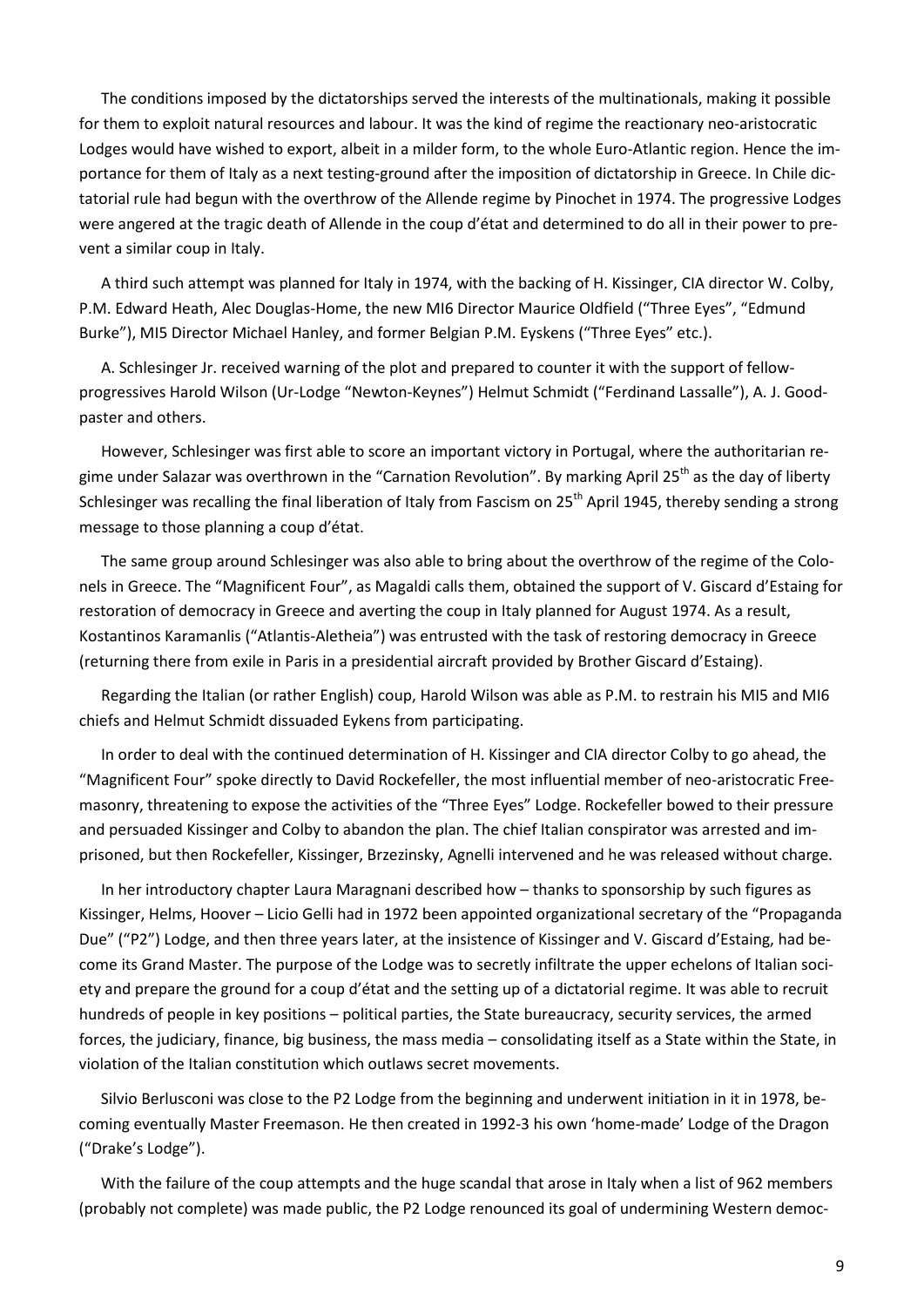The conditions imposed by the dictatorships served the interests of the multinationals, making it possible for them to exploit natural resources and labour. It was the kind of regime the reactionary neo-aristocratic Lodges would have wished to export, albeit in a milder form, to the whole Euro-Atlantic region. Hence the importance for them of Italy as a next testing-ground after the imposition of dictatorship in Greece. In Chile dictatorial rule had begun with the overthrow of the Allende regime by Pinochet in 1974. The progressive Lodges were angered at the tragic death of Allende in the coup d'état and determined to do all in their power to prevent a similar coup in Italy.

A third such attempt was planned for Italy in 1974, with the backing of H. Kissinger, CIA director W. Colby, P.M. Edward Heath, Alec Douglas-Home, the new MI6 Director Maurice Oldfield ("Three Eyes", "Edmund Burke"), MI5 Director Michael Hanley, and former Belgian P.M. Eyskens ("Three Eyes" etc.).

A. Schlesinger Jr. received warning of the plot and prepared to counter it with the support of fellow-progressives Harold Wilson (Ur-Lodge "Newton-Keynes") Helmut Schmidt ("Ferdinand Lassalle"), A. J. Goodpaster and others.

However, Schlesinger was first able to score an important victory in Portugal, where the authoritarian regime under Salazar was overthrown in the "Carnation Revolution". By marking April 25th as the day of liberty Schlesinger was recalling the final liberation of Italy from Fascism on 25th April 1945, thereby sending a strong message to those planning a coup d'état.

The same group around Schlesinger was also able to bring about the overthrow of the regime of the Colonels in Greece. The "Magnificent Four", as Magaldi calls them, obtained the support of V. Giscard d'Estaing for restoration of democracy in Greece and averting the coup in Italy planned for August 1974. As a result, Kostantinos Karamanlis ("Atlantis-Aletheia") was entrusted with the task of restoring democracy in Greece (returning there from exile in Paris in a presidential aircraft provided by Brother Giscard d'Estaing).

Regarding the Italian (or rather English) coup, Harold Wilson was able as P.M. to restrain his MI5 and MI6 chiefs and Helmut Schmidt dissuaded Eykens from participating.

In order to deal with the continued determination of H. Kissinger and CIA director Colby to go ahead, the "Magnificent Four" spoke directly to David Rockefeller, the most influential member of neo-aristocratic Freemasonry, threatening to expose the activities of the "Three Eyes" Lodge. Rockefeller bowed to their pressure and persuaded Kissinger and Colby to abandon the plan. The chief Italian conspirator was arrested and imprisoned, but then Rockefeller, Kissinger, Brzezinsky, Agnelli intervened and he was released without charge.

In her introductory chapter Laura Maragnani described how – thanks to sponsorship by such figures as Kissinger, Helms, Hoover – Licio Gelli had in 1972 been appointed organizational secretary of the "Propaganda Due" ("P2") Lodge, and then three years later, at the insistence of Kissinger and V. Giscard d'Estaing, had become its Grand Master. The purpose of the Lodge was to secretly infiltrate the upper echelons of Italian society and prepare the ground for a coup d'état and the setting up of a dictatorial regime. It was able to recruit hundreds of people in key positions – political parties, the State bureaucracy, security services, the armed forces, the judiciary, finance, big business, the mass media – consolidating itself as a State within the State, in violation of the Italian constitution which outlaws secret movements.

Silvio Berlusconi was close to the P2 Lodge from the beginning and underwent initiation in it in 1978, becoming eventually Master Freemason. He then created in 1992-3 his own 'home-made' Lodge of the Dragon ("Drake's Lodge").

With the failure of the coup attempts and the huge scandal that arose in Italy when a list of 962 members (probably not complete) was made public, the P2 Lodge renounced its goal of undermining Western democ-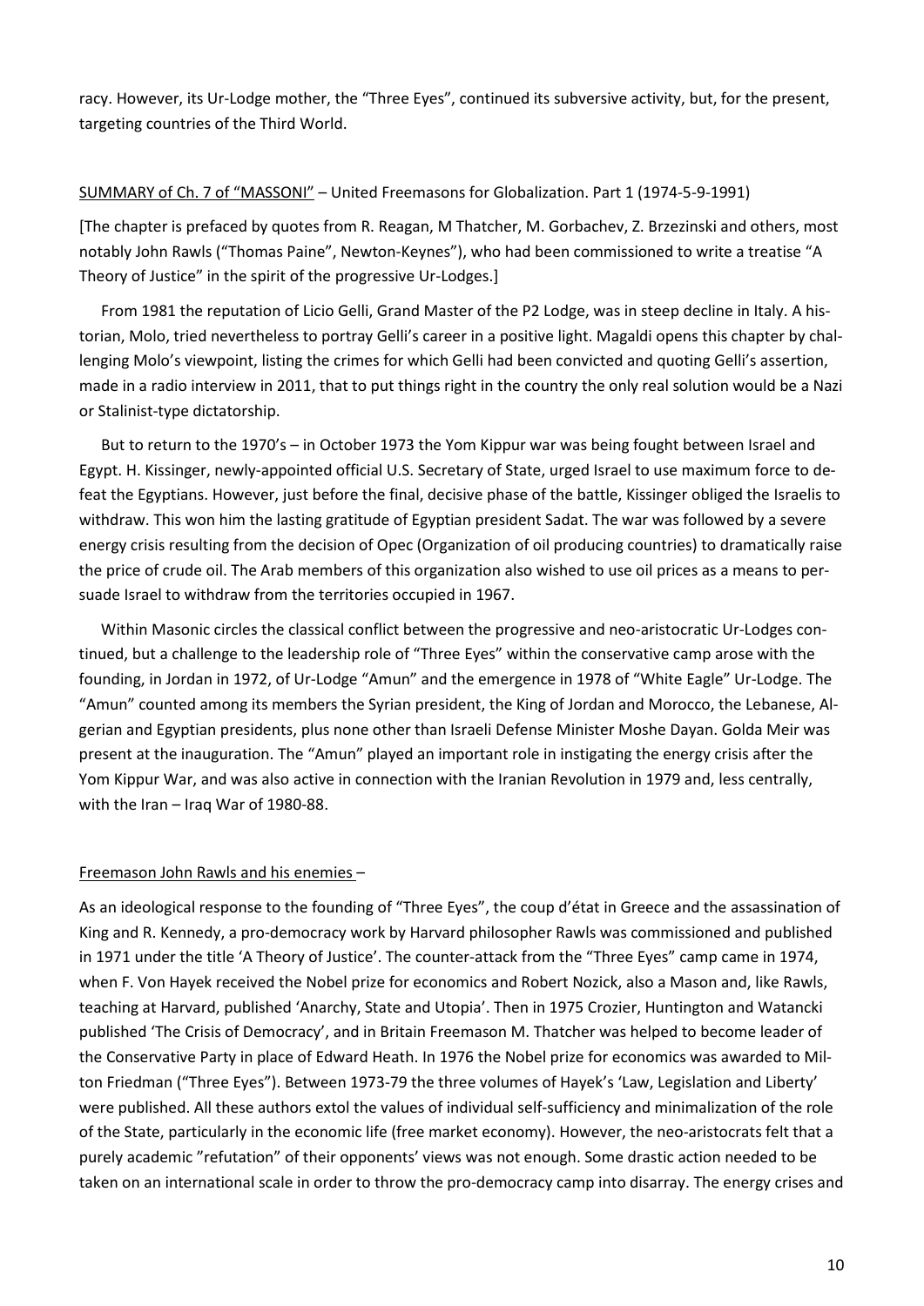racy. However, its Ur-Lodge mother, the "Three Eyes", continued its subversive activity, but, for the present, targeting countries of the Third World.

<u>SUMMARY of Ch. 7 of "MASSONI"</u> – United Freemasons for Globalization. Part 1 (1974-5-9-1991)

[The chapter is prefaced by quotes from R. Reagan, M Thatcher, M. Gorbachev, Z. Brzezinski and others, most notably John Rawls ("Thomas Paine", Newton-Keynes"), who had been commissioned to write a treatise "A Theory of Justice" in the spirit of the progressive Ur-Lodges.]

From 1981 the reputation of Licio Gelli, Grand Master of the P2 Lodge, was in steep decline in Italy. A historian, Molo, tried nevertheless to portray Gelli's career in a positive light. Magaldi opens this chapter by challenging Molo's viewpoint, listing the crimes for which Gelli had been convicted and quoting Gelli's assertion, made in a radio interview in 2011, that to put things right in the country the only real solution would be a Nazi or Stalinist-type dictatorship.

But to return to the 1970's – in October 1973 the Yom Kippur war was being fought between Israel and Egypt. H. Kissinger, newly-appointed official U.S. Secretary of State, urged Israel to use maximum force to defeat the Egyptians. However, just before the final, decisive phase of the battle, Kissinger obliged the Israelis to withdraw. This won him the lasting gratitude of Egyptian president Sadat. The war was followed by a severe energy crisis resulting from the decision of Opec (Organization of oil producing countries) to dramatically raise the price of crude oil. The Arab members of this organization also wished to use oil prices as a means to persuade Israel to withdraw from the territories occupied in 1967.

Within Masonic circles the classical conflict between the progressive and neo-aristocratic Ur-Lodges continued, but a challenge to the leadership role of "Three Eyes" within the conservative camp arose with the founding, in Jordan in 1972, of Ur-Lodge "Amun" and the emergence in 1978 of "White Eagle" Ur-Lodge. The "Amun" counted among its members the Syrian president, the King of Jordan and Morocco, the Lebanese, Algerian and Egyptian presidents, plus none other than Israeli Defense Minister Moshe Dayan. Golda Meir was present at the inauguration. The "Amun" played an important role in instigating the energy crisis after the Yom Kippur War, and was also active in connection with the Iranian Revolution in 1979 and, less centrally, with the Iran – Iraq War of 1980-88.

<u>Freemason John Rawls and his enemies</u> –

As an ideological response to the founding of "Three Eyes", the coup d'état in Greece and the assassination of King and R. Kennedy, a pro-democracy work by Harvard philosopher Rawls was commissioned and published in 1971 under the title 'A Theory of Justice'. The counter-attack from the "Three Eyes" camp came in 1974, when F. Von Hayek received the Nobel prize for economics and Robert Nozick, also a Mason and, like Rawls, teaching at Harvard, published 'Anarchy, State and Utopia'. Then in 1975 Crozier, Huntington and Watancki published 'The Crisis of Democracy', and in Britain Freemason M. Thatcher was helped to become leader of the Conservative Party in place of Edward Heath. In 1976 the Nobel prize for economics was awarded to Milton Friedman ("Three Eyes"). Between 1973-79 the three volumes of Hayek's 'Law, Legislation and Liberty' were published. All these authors extol the values of individual self-sufficiency and minimalization of the role of the State, particularly in the economic life (free market economy). However, the neo-aristocrats felt that a purely academic "refutation" of their opponents' views was not enough. Some drastic action needed to be taken on an international scale in order to throw the pro-democracy camp into disarray. The energy crises and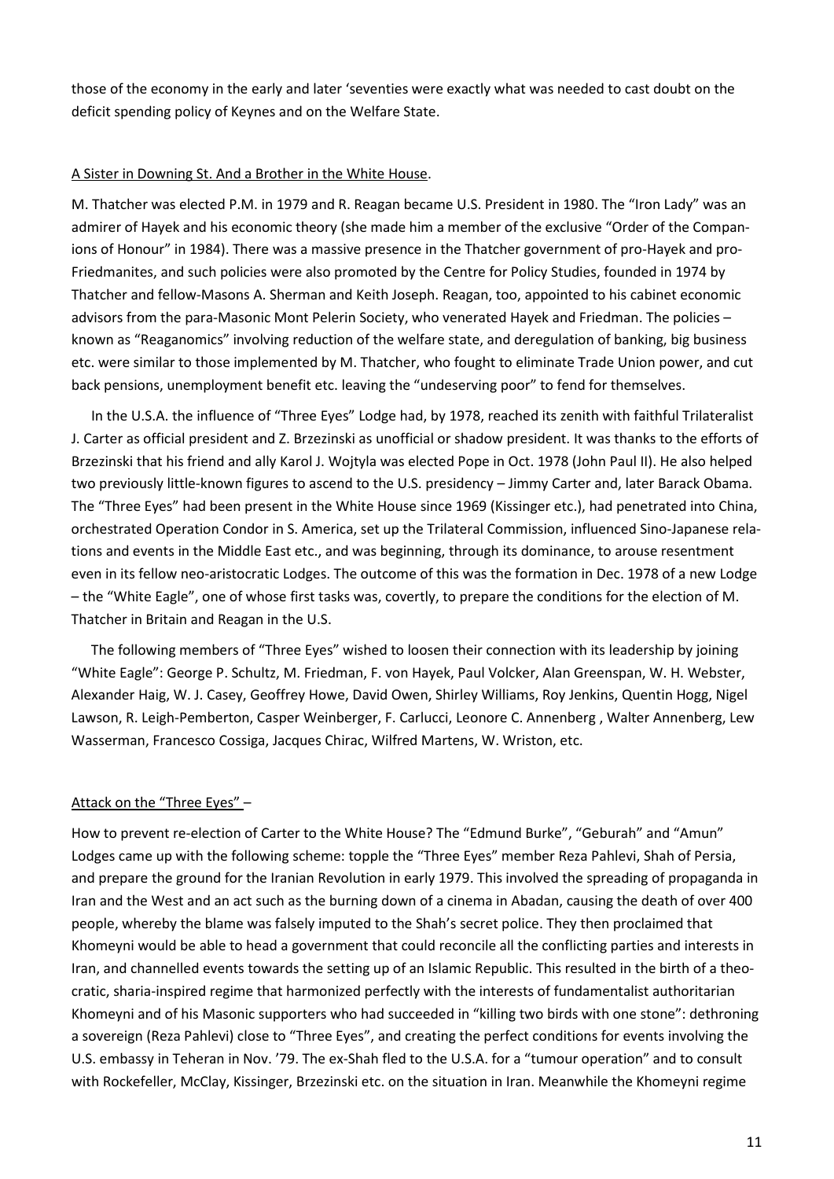those of the economy in the early and later 'seventies were exactly what was needed to cast doubt on the deficit spending policy of Keynes and on the Welfare State.

## A Sister in Downing St. And a Brother in the White House.

M. Thatcher was elected P.M. in 1979 and R. Reagan became U.S. President in 1980. The "Iron Lady" was an admirer of Hayek and his economic theory (she made him a member of the exclusive "Order of the Companions of Honour" in 1984). There was a massive presence in the Thatcher government of pro-Hayek and pro-Friedmanites, and such policies were also promoted by the Centre for Policy Studies, founded in 1974 by Thatcher and fellow-Masons A. Sherman and Keith Joseph. Reagan, too, appointed to his cabinet economic advisors from the para-Masonic Mont Pelerin Society, who venerated Hayek and Friedman. The policies – known as "Reaganomics" involving reduction of the welfare state, and deregulation of banking, big business etc. were similar to those implemented by M. Thatcher, who fought to eliminate Trade Union power, and cut back pensions, unemployment benefit etc. leaving the "undeserving poor" to fend for themselves.

In the U.S.A. the influence of "Three Eyes" Lodge had, by 1978, reached its zenith with faithful Trilateralist J. Carter as official president and Z. Brzezinski as unofficial or shadow president. It was thanks to the efforts of Brzezinski that his friend and ally Karol J. Wojtyla was elected Pope in Oct. 1978 (John Paul II). He also helped two previously little-known figures to ascend to the U.S. presidency – Jimmy Carter and, later Barack Obama. The "Three Eyes" had been present in the White House since 1969 (Kissinger etc.), had penetrated into China, orchestrated Operation Condor in S. America, set up the Trilateral Commission, influenced Sino-Japanese relations and events in the Middle East etc., and was beginning, through its dominance, to arouse resentment even in its fellow neo-aristocratic Lodges. The outcome of this was the formation in Dec. 1978 of a new Lodge – the "White Eagle", one of whose first tasks was, covertly, to prepare the conditions for the election of M. Thatcher in Britain and Reagan in the U.S.

The following members of "Three Eyes" wished to loosen their connection with its leadership by joining "White Eagle": George P. Schultz, M. Friedman, F. von Hayek, Paul Volcker, Alan Greenspan, W. H. Webster, Alexander Haig, W. J. Casey, Geoffrey Howe, David Owen, Shirley Williams, Roy Jenkins, Quentin Hogg, Nigel Lawson, R. Leigh-Pemberton, Casper Weinberger, F. Carlucci, Leonore C. Annenberg , Walter Annenberg, Lew Wasserman, Francesco Cossiga, Jacques Chirac, Wilfred Martens, W. Wriston, etc.

## Attack on the "Three Eyes" –

How to prevent re-election of Carter to the White House? The "Edmund Burke", "Geburah" and "Amun" Lodges came up with the following scheme: topple the "Three Eyes" member Reza Pahlevi, Shah of Persia, and prepare the ground for the Iranian Revolution in early 1979. This involved the spreading of propaganda in Iran and the West and an act such as the burning down of a cinema in Abadan, causing the death of over 400 people, whereby the blame was falsely imputed to the Shah's secret police. They then proclaimed that Khomeyni would be able to head a government that could reconcile all the conflicting parties and interests in Iran, and channelled events towards the setting up of an Islamic Republic. This resulted in the birth of a theocratic, sharia-inspired regime that harmonized perfectly with the interests of fundamentalist authoritarian Khomeyni and of his Masonic supporters who had succeeded in "killing two birds with one stone": dethroning a sovereign (Reza Pahlevi) close to "Three Eyes", and creating the perfect conditions for events involving the U.S. embassy in Teheran in Nov. '79. The ex-Shah fled to the U.S.A. for a "tumour operation" and to consult with Rockefeller, McClay, Kissinger, Brzezinski etc. on the situation in Iran. Meanwhile the Khomeyni regime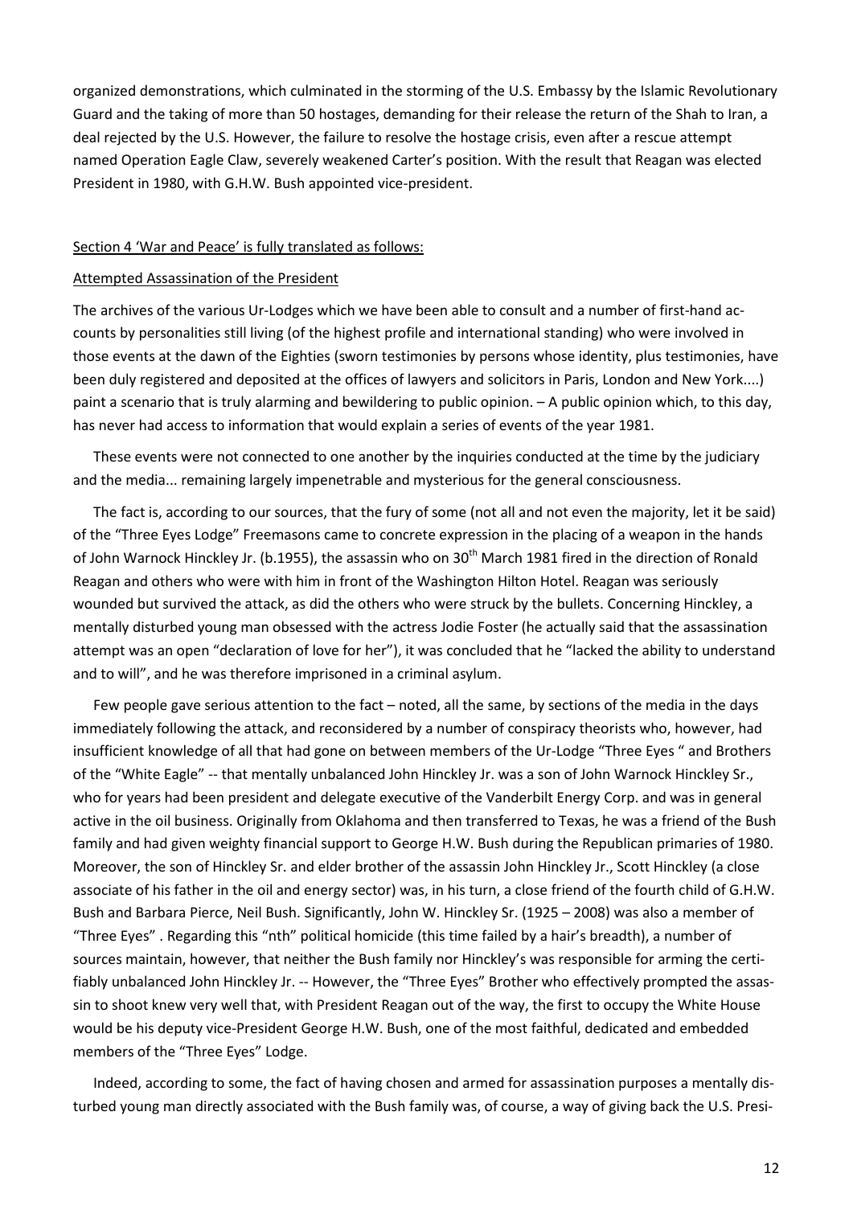organized demonstrations, which culminated in the storming of the U.S. Embassy by the Islamic Revolutionary Guard and the taking of more than 50 hostages, demanding for their release the return of the Shah to Iran, a deal rejected by the U.S. However, the failure to resolve the hostage crisis, even after a rescue attempt named Operation Eagle Claw, severely weakened Carter's position. With the result that Reagan was elected President in 1980, with G.H.W. Bush appointed vice-president.

Section 4 'War and Peace' is fully translated as follows:

Attempted Assassination of the President

The archives of the various Ur-Lodges which we have been able to consult and a number of first-hand accounts by personalities still living (of the highest profile and international standing) who were involved in those events at the dawn of the Eighties (sworn testimonies by persons whose identity, plus testimonies, have been duly registered and deposited at the offices of lawyers and solicitors in Paris, London and New York....) paint a scenario that is truly alarming and bewildering to public opinion. – A public opinion which, to this day, has never had access to information that would explain a series of events of the year 1981.

These events were not connected to one another by the inquiries conducted at the time by the judiciary and the media... remaining largely impenetrable and mysterious for the general consciousness.

The fact is, according to our sources, that the fury of some (not all and not even the majority, let it be said) of the "Three Eyes Lodge" Freemasons came to concrete expression in the placing of a weapon in the hands of John Warnock Hinckley Jr. (b.1955), the assassin who on 30th March 1981 fired in the direction of Ronald Reagan and others who were with him in front of the Washington Hilton Hotel. Reagan was seriously wounded but survived the attack, as did the others who were struck by the bullets. Concerning Hinckley, a mentally disturbed young man obsessed with the actress Jodie Foster (he actually said that the assassination attempt was an open "declaration of love for her"), it was concluded that he "lacked the ability to understand and to will", and he was therefore imprisoned in a criminal asylum.

Few people gave serious attention to the fact – noted, all the same, by sections of the media in the days immediately following the attack, and reconsidered by a number of conspiracy theorists who, however, had insufficient knowledge of all that had gone on between members of the Ur-Lodge "Three Eyes " and Brothers of the "White Eagle" -- that mentally unbalanced John Hinckley Jr. was a son of John Warnock Hinckley Sr., who for years had been president and delegate executive of the Vanderbilt Energy Corp. and was in general active in the oil business. Originally from Oklahoma and then transferred to Texas, he was a friend of the Bush family and had given weighty financial support to George H.W. Bush during the Republican primaries of 1980. Moreover, the son of Hinckley Sr. and elder brother of the assassin John Hinckley Jr., Scott Hinckley (a close associate of his father in the oil and energy sector) was, in his turn, a close friend of the fourth child of G.H.W. Bush and Barbara Pierce, Neil Bush. Significantly, John W. Hinckley Sr. (1925 – 2008) was also a member of "Three Eyes" . Regarding this "nth" political homicide (this time failed by a hair's breadth), a number of sources maintain, however, that neither the Bush family nor Hinckley's was responsible for arming the certifiably unbalanced John Hinckley Jr. -- However, the "Three Eyes" Brother who effectively prompted the assassin to shoot knew very well that, with President Reagan out of the way, the first to occupy the White House would be his deputy vice-President George H.W. Bush, one of the most faithful, dedicated and embedded members of the "Three Eyes" Lodge.

Indeed, according to some, the fact of having chosen and armed for assassination purposes a mentally disturbed young man directly associated with the Bush family was, of course, a way of giving back the U.S. Presi-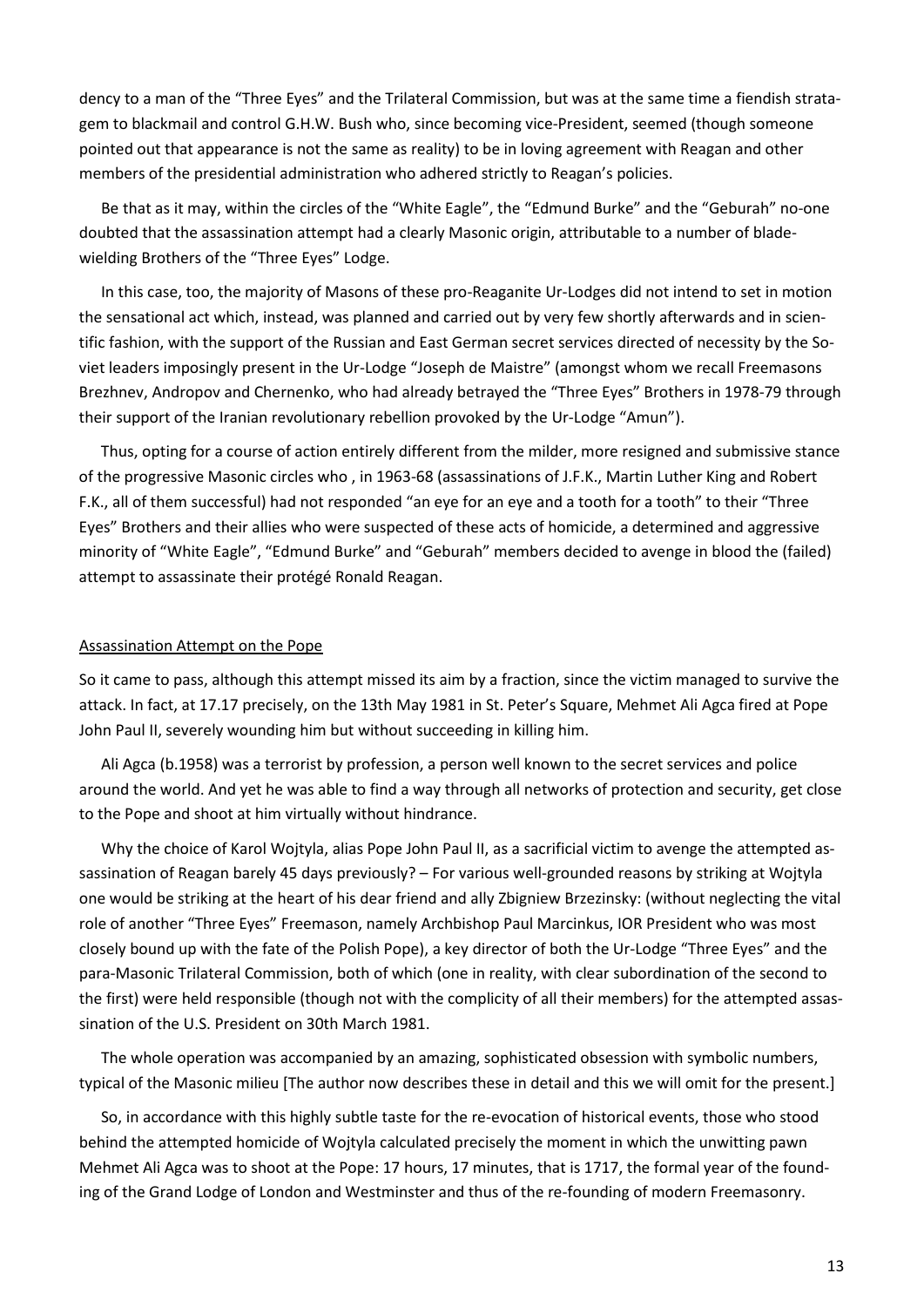dency to a man of the "Three Eyes" and the Trilateral Commission, but was at the same time a fiendish stratagem to blackmail and control G.H.W. Bush who, since becoming vice-President, seemed (though someone pointed out that appearance is not the same as reality) to be in loving agreement with Reagan and other members of the presidential administration who adhered strictly to Reagan's policies.

Be that as it may, within the circles of the "White Eagle", the "Edmund Burke" and the "Geburah" no-one doubted that the assassination attempt had a clearly Masonic origin, attributable to a number of blade-wielding Brothers of the "Three Eyes" Lodge.

In this case, too, the majority of Masons of these pro-Reaganite Ur-Lodges did not intend to set in motion the sensational act which, instead, was planned and carried out by very few shortly afterwards and in scientific fashion, with the support of the Russian and East German secret services directed of necessity by the Soviet leaders imposingly present in the Ur-Lodge "Joseph de Maistre" (amongst whom we recall Freemasons Brezhnev, Andropov and Chernenko, who had already betrayed the "Three Eyes" Brothers in 1978-79 through their support of the Iranian revolutionary rebellion provoked by the Ur-Lodge "Amun").

Thus, opting for a course of action entirely different from the milder, more resigned and submissive stance of the progressive Masonic circles who , in 1963-68 (assassinations of J.F.K., Martin Luther King and Robert F.K., all of them successful) had not responded "an eye for an eye and a tooth for a tooth" to their "Three Eyes" Brothers and their allies who were suspected of these acts of homicide, a determined and aggressive minority of "White Eagle", "Edmund Burke" and "Geburah" members decided to avenge in blood the (failed) attempt to assassinate their protégé Ronald Reagan.

## Assassination Attempt on the Pope

So it came to pass, although this attempt missed its aim by a fraction, since the victim managed to survive the attack. In fact, at 17.17 precisely, on the 13th May 1981 in St. Peter's Square, Mehmet Ali Agca fired at Pope John Paul II, severely wounding him but without succeeding in killing him.

Ali Agca (b.1958) was a terrorist by profession, a person well known to the secret services and police around the world. And yet he was able to find a way through all networks of protection and security, get close to the Pope and shoot at him virtually without hindrance.

Why the choice of Karol Wojtyla, alias Pope John Paul II, as a sacrificial victim to avenge the attempted assassination of Reagan barely 45 days previously? – For various well-grounded reasons by striking at Wojtyla one would be striking at the heart of his dear friend and ally Zbigniew Brzezinsky: (without neglecting the vital role of another "Three Eyes" Freemason, namely Archbishop Paul Marcinkus, IOR President who was most closely bound up with the fate of the Polish Pope), a key director of both the Ur-Lodge "Three Eyes" and the para-Masonic Trilateral Commission, both of which (one in reality, with clear subordination of the second to the first) were held responsible (though not with the complicity of all their members) for the attempted assassination of the U.S. President on 30th March 1981.

The whole operation was accompanied by an amazing, sophisticated obsession with symbolic numbers, typical of the Masonic milieu [The author now describes these in detail and this we will omit for the present.]

So, in accordance with this highly subtle taste for the re-evocation of historical events, those who stood behind the attempted homicide of Wojtyla calculated precisely the moment in which the unwitting pawn Mehmet Ali Agca was to shoot at the Pope: 17 hours, 17 minutes, that is 1717, the formal year of the founding of the Grand Lodge of London and Westminster and thus of the re-founding of modern Freemasonry.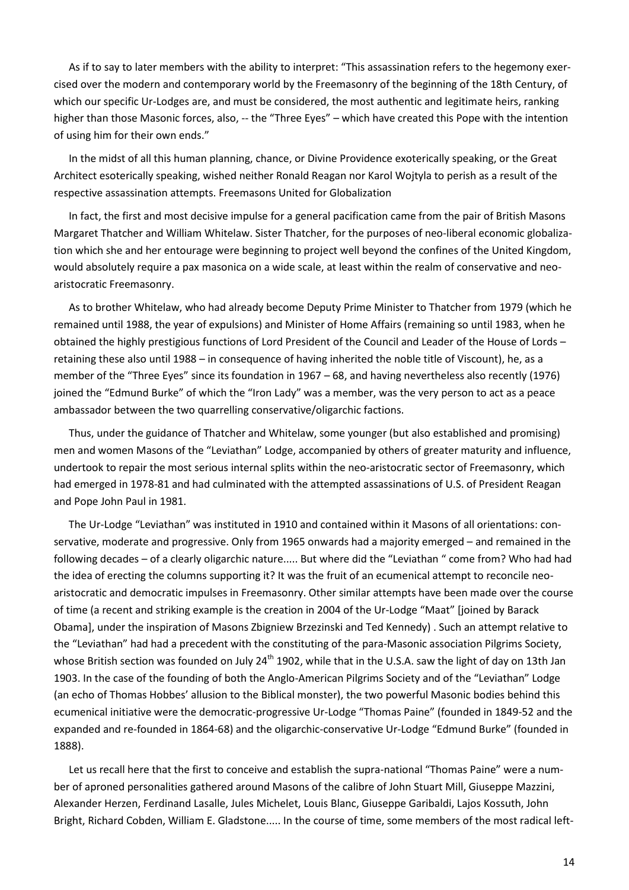As if to say to later members with the ability to interpret: "This assassination refers to the hegemony exercised over the modern and contemporary world by the Freemasonry of the beginning of the 18th Century, of which our specific Ur-Lodges are, and must be considered, the most authentic and legitimate heirs, ranking higher than those Masonic forces, also, -- the "Three Eyes" – which have created this Pope with the intention of using him for their own ends."

In the midst of all this human planning, chance, or Divine Providence exoterically speaking, or the Great Architect esoterically speaking, wished neither Ronald Reagan nor Karol Wojtyla to perish as a result of the respective assassination attempts. Freemasons United for Globalization

In fact, the first and most decisive impulse for a general pacification came from the pair of British Masons Margaret Thatcher and William Whitelaw. Sister Thatcher, for the purposes of neo-liberal economic globalization which she and her entourage were beginning to project well beyond the confines of the United Kingdom, would absolutely require a pax masonica on a wide scale, at least within the realm of conservative and neo-aristocratic Freemasonry.

As to brother Whitelaw, who had already become Deputy Prime Minister to Thatcher from 1979 (which he remained until 1988, the year of expulsions) and Minister of Home Affairs (remaining so until 1983, when he obtained the highly prestigious functions of Lord President of the Council and Leader of the House of Lords – retaining these also until 1988 – in consequence of having inherited the noble title of Viscount), he, as a member of the "Three Eyes" since its foundation in 1967 – 68, and having nevertheless also recently (1976) joined the "Edmund Burke" of which the "Iron Lady" was a member, was the very person to act as a peace ambassador between the two quarrelling conservative/oligarchic factions.

Thus, under the guidance of Thatcher and Whitelaw, some younger (but also established and promising) men and women Masons of the "Leviathan" Lodge, accompanied by others of greater maturity and influence, undertook to repair the most serious internal splits within the neo-aristocratic sector of Freemasonry, which had emerged in 1978-81 and had culminated with the attempted assassinations of U.S. of President Reagan and Pope John Paul in 1981.

The Ur-Lodge "Leviathan" was instituted in 1910 and contained within it Masons of all orientations: conservative, moderate and progressive. Only from 1965 onwards had a majority emerged – and remained in the following decades – of a clearly oligarchic nature..... But where did the "Leviathan " come from? Who had had the idea of erecting the columns supporting it? It was the fruit of an ecumenical attempt to reconcile neo-aristocratic and democratic impulses in Freemasonry. Other similar attempts have been made over the course of time (a recent and striking example is the creation in 2004 of the Ur-Lodge "Maat" [joined by Barack Obama], under the inspiration of Masons Zbigniew Brzezinski and Ted Kennedy) . Such an attempt relative to the "Leviathan" had had a precedent with the constituting of the para-Masonic association Pilgrims Society, whose British section was founded on July 24th 1902, while that in the U.S.A. saw the light of day on 13th Jan 1903. In the case of the founding of both the Anglo-American Pilgrims Society and of the "Leviathan" Lodge (an echo of Thomas Hobbes' allusion to the Biblical monster), the two powerful Masonic bodies behind this ecumenical initiative were the democratic-progressive Ur-Lodge "Thomas Paine" (founded in 1849-52 and the expanded and re-founded in 1864-68) and the oligarchic-conservative Ur-Lodge "Edmund Burke" (founded in 1888).

Let us recall here that the first to conceive and establish the supra-national "Thomas Paine" were a number of aproned personalities gathered around Masons of the calibre of John Stuart Mill, Giuseppe Mazzini, Alexander Herzen, Ferdinand Lasalle, Jules Michelet, Louis Blanc, Giuseppe Garibaldi, Lajos Kossuth, John Bright, Richard Cobden, William E. Gladstone..... In the course of time, some members of the most radical left-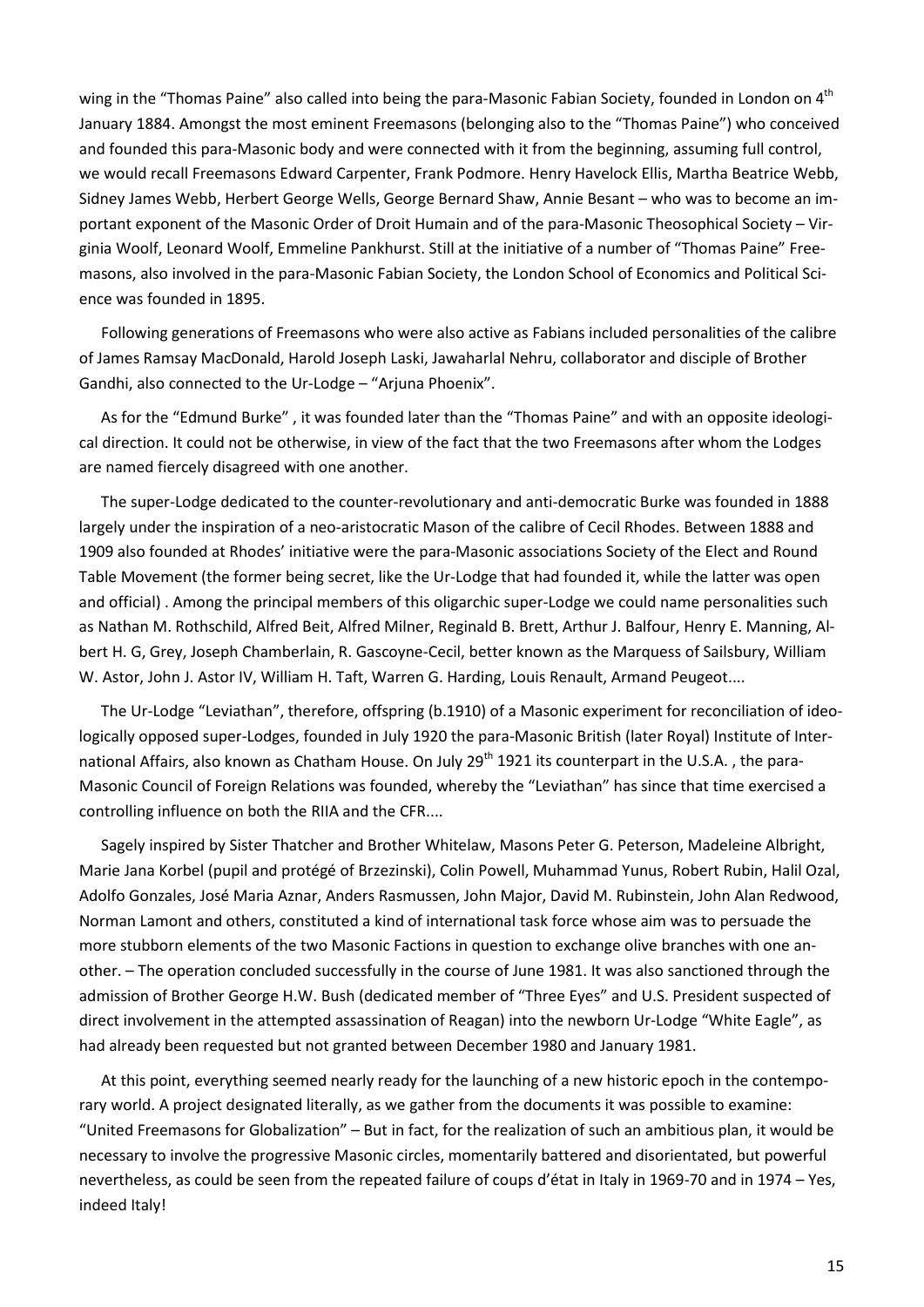wing in the "Thomas Paine" also called into being the para-Masonic Fabian Society, founded in London on 4th January 1884. Amongst the most eminent Freemasons (belonging also to the "Thomas Paine") who conceived and founded this para-Masonic body and were connected with it from the beginning, assuming full control, we would recall Freemasons Edward Carpenter, Frank Podmore. Henry Havelock Ellis, Martha Beatrice Webb, Sidney James Webb, Herbert George Wells, George Bernard Shaw, Annie Besant – who was to become an important exponent of the Masonic Order of Droit Humain and of the para-Masonic Theosophical Society – Virginia Woolf, Leonard Woolf, Emmeline Pankhurst. Still at the initiative of a number of "Thomas Paine" Freemasons, also involved in the para-Masonic Fabian Society, the London School of Economics and Political Science was founded in 1895.

Following generations of Freemasons who were also active as Fabians included personalities of the calibre of James Ramsay MacDonald, Harold Joseph Laski, Jawaharlal Nehru, collaborator and disciple of Brother Gandhi, also connected to the Ur-Lodge – "Arjuna Phoenix".

As for the "Edmund Burke" , it was founded later than the "Thomas Paine" and with an opposite ideological direction. It could not be otherwise, in view of the fact that the two Freemasons after whom the Lodges are named fiercely disagreed with one another.

The super-Lodge dedicated to the counter-revolutionary and anti-democratic Burke was founded in 1888 largely under the inspiration of a neo-aristocratic Mason of the calibre of Cecil Rhodes. Between 1888 and 1909 also founded at Rhodes' initiative were the para-Masonic associations Society of the Elect and Round Table Movement (the former being secret, like the Ur-Lodge that had founded it, while the latter was open and official) . Among the principal members of this oligarchic super-Lodge we could name personalities such as Nathan M. Rothschild, Alfred Beit, Alfred Milner, Reginald B. Brett, Arthur J. Balfour, Henry E. Manning, Albert H. G, Grey, Joseph Chamberlain, R. Gascoyne-Cecil, better known as the Marquess of Sailsbury, William W. Astor, John J. Astor IV, William H. Taft, Warren G. Harding, Louis Renault, Armand Peugeot....

The Ur-Lodge "Leviathan", therefore, offspring (b.1910) of a Masonic experiment for reconciliation of ideologically opposed super-Lodges, founded in July 1920 the para-Masonic British (later Royal) Institute of International Affairs, also known as Chatham House. On July 29th 1921 its counterpart in the U.S.A. , the para-Masonic Council of Foreign Relations was founded, whereby the "Leviathan" has since that time exercised a controlling influence on both the RIIA and the CFR....

Sagely inspired by Sister Thatcher and Brother Whitelaw, Masons Peter G. Peterson, Madeleine Albright, Marie Jana Korbel (pupil and protégé of Brzezinski), Colin Powell, Muhammad Yunus, Robert Rubin, Halil Ozal, Adolfo Gonzales, José Maria Aznar, Anders Rasmussen, John Major, David M. Rubinstein, John Alan Redwood, Norman Lamont and others, constituted a kind of international task force whose aim was to persuade the more stubborn elements of the two Masonic Factions in question to exchange olive branches with one another. – The operation concluded successfully in the course of June 1981. It was also sanctioned through the admission of Brother George H.W. Bush (dedicated member of "Three Eyes" and U.S. President suspected of direct involvement in the attempted assassination of Reagan) into the newborn Ur-Lodge "White Eagle", as had already been requested but not granted between December 1980 and January 1981.

At this point, everything seemed nearly ready for the launching of a new historic epoch in the contemporary world. A project designated literally, as we gather from the documents it was possible to examine: "United Freemasons for Globalization" – But in fact, for the realization of such an ambitious plan, it would be necessary to involve the progressive Masonic circles, momentarily battered and disorientated, but powerful nevertheless, as could be seen from the repeated failure of coups d'état in Italy in 1969-70 and in 1974 – Yes, indeed Italy!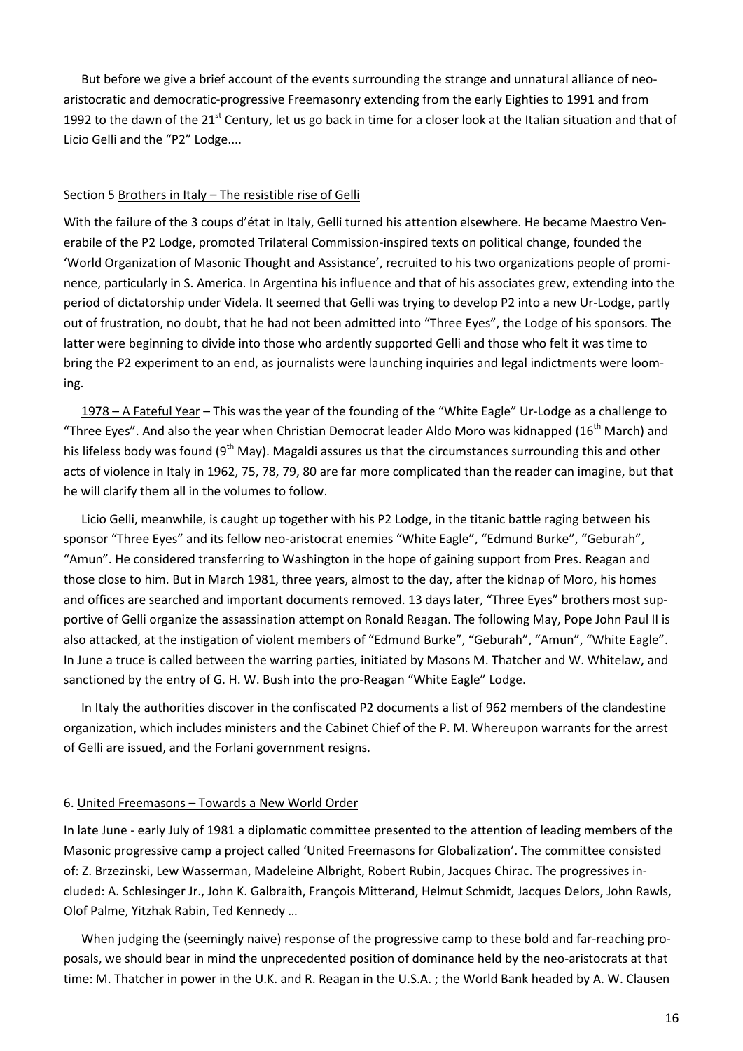But before we give a brief account of the events surrounding the strange and unnatural alliance of neo-aristocratic and democratic-progressive Freemasonry extending from the early Eighties to 1991 and from 1992 to the dawn of the 21st Century, let us go back in time for a closer look at the Italian situation and that of Licio Gelli and the "P2" Lodge....

## Section 5 Brothers in Italy – The resistible rise of Gelli

With the failure of the 3 coups d'état in Italy, Gelli turned his attention elsewhere. He became Maestro Venerabile of the P2 Lodge, promoted Trilateral Commission-inspired texts on political change, founded the 'World Organization of Masonic Thought and Assistance', recruited to his two organizations people of prominence, particularly in S. America. In Argentina his influence and that of his associates grew, extending into the period of dictatorship under Videla. It seemed that Gelli was trying to develop P2 into a new Ur-Lodge, partly out of frustration, no doubt, that he had not been admitted into "Three Eyes", the Lodge of his sponsors. The latter were beginning to divide into those who ardently supported Gelli and those who felt it was time to bring the P2 experiment to an end, as journalists were launching inquiries and legal indictments were looming.

1978 – A Fateful Year – This was the year of the founding of the "White Eagle" Ur-Lodge as a challenge to "Three Eyes". And also the year when Christian Democrat leader Aldo Moro was kidnapped (16th March) and his lifeless body was found (9th May). Magaldi assures us that the circumstances surrounding this and other acts of violence in Italy in 1962, 75, 78, 79, 80 are far more complicated than the reader can imagine, but that he will clarify them all in the volumes to follow.

Licio Gelli, meanwhile, is caught up together with his P2 Lodge, in the titanic battle raging between his sponsor "Three Eyes" and its fellow neo-aristocrat enemies "White Eagle", "Edmund Burke", "Geburah", "Amun". He considered transferring to Washington in the hope of gaining support from Pres. Reagan and those close to him. But in March 1981, three years, almost to the day, after the kidnap of Moro, his homes and offices are searched and important documents removed. 13 days later, "Three Eyes" brothers most supportive of Gelli organize the assassination attempt on Ronald Reagan. The following May, Pope John Paul II is also attacked, at the instigation of violent members of "Edmund Burke", "Geburah", "Amun", "White Eagle". In June a truce is called between the warring parties, initiated by Masons M. Thatcher and W. Whitelaw, and sanctioned by the entry of G. H. W. Bush into the pro-Reagan "White Eagle" Lodge.

In Italy the authorities discover in the confiscated P2 documents a list of 962 members of the clandestine organization, which includes ministers and the Cabinet Chief of the P. M. Whereupon warrants for the arrest of Gelli are issued, and the Forlani government resigns.

## 6. United Freemasons – Towards a New World Order

In late June - early July of 1981 a diplomatic committee presented to the attention of leading members of the Masonic progressive camp a project called 'United Freemasons for Globalization'. The committee consisted of: Z. Brzezinski, Lew Wasserman, Madeleine Albright, Robert Rubin, Jacques Chirac. The progressives included: A. Schlesinger Jr., John K. Galbraith, François Mitterand, Helmut Schmidt, Jacques Delors, John Rawls, Olof Palme, Yitzhak Rabin, Ted Kennedy …

When judging the (seemingly naive) response of the progressive camp to these bold and far-reaching proposals, we should bear in mind the unprecedented position of dominance held by the neo-aristocrats at that time: M. Thatcher in power in the U.K. and R. Reagan in the U.S.A. ; the World Bank headed by A. W. Clausen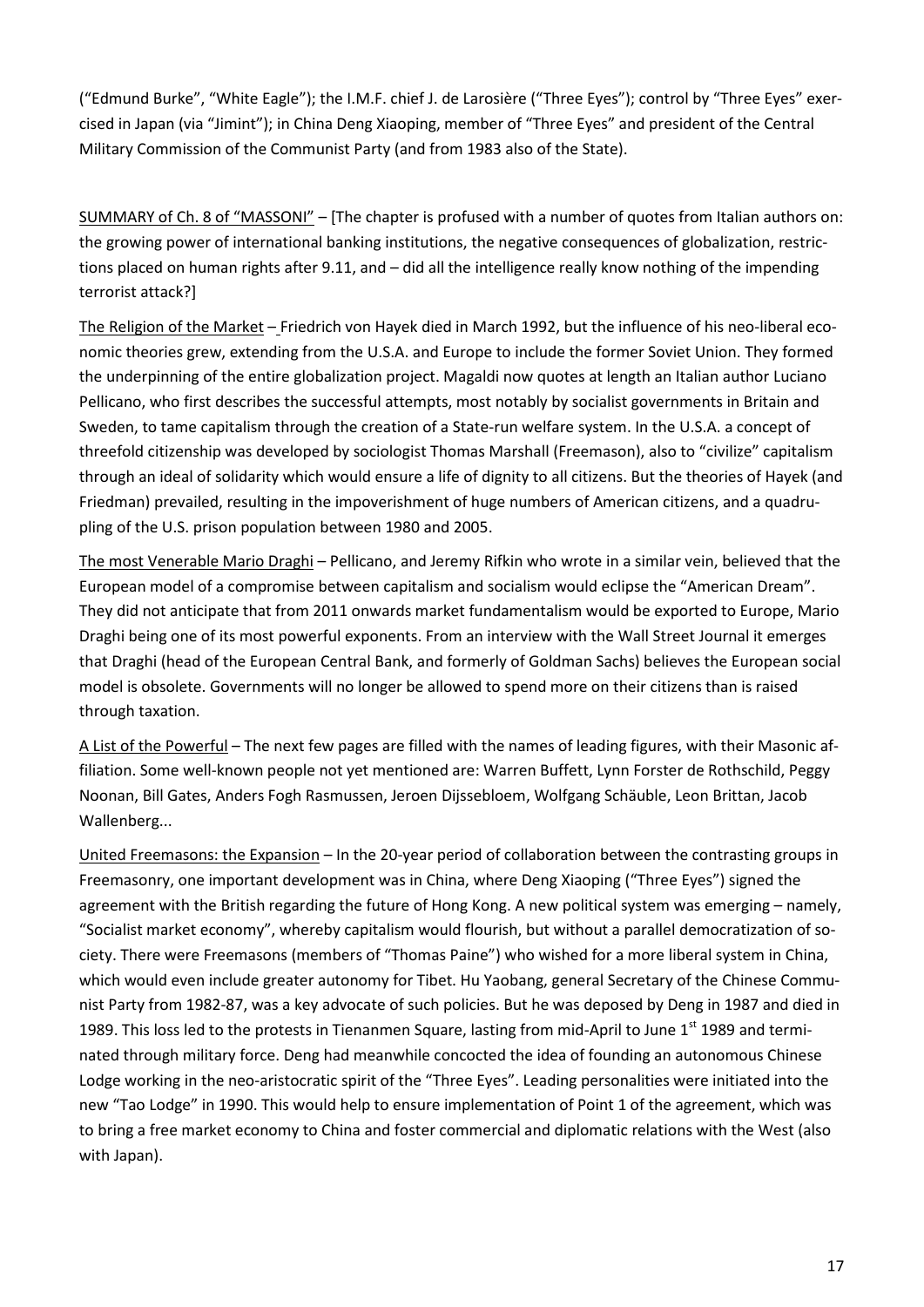("Edmund Burke", "White Eagle"); the I.M.F. chief J. de Larosière ("Three Eyes"); control by "Three Eyes" exercised in Japan (via "Jimint"); in China Deng Xiaoping, member of "Three Eyes" and president of the Central Military Commission of the Communist Party (and from 1983 also of the State).

<u>SUMMARY of Ch. 8 of "MASSONI"</u> – [The chapter is profused with a number of quotes from Italian authors on: the growing power of international banking institutions, the negative consequences of globalization, restrictions placed on human rights after 9.11, and – did all the intelligence really know nothing of the impending terrorist attack?]

<u>The Religion of the Market</u> – Friedrich von Hayek died in March 1992, but the influence of his neo-liberal economic theories grew, extending from the U.S.A. and Europe to include the former Soviet Union. They formed the underpinning of the entire globalization project. Magaldi now quotes at length an Italian author Luciano Pellicano, who first describes the successful attempts, most notably by socialist governments in Britain and Sweden, to tame capitalism through the creation of a State-run welfare system. In the U.S.A. a concept of threefold citizenship was developed by sociologist Thomas Marshall (Freemason), also to "civilize" capitalism through an ideal of solidarity which would ensure a life of dignity to all citizens. But the theories of Hayek (and Friedman) prevailed, resulting in the impoverishment of huge numbers of American citizens, and a quadrupling of the U.S. prison population between 1980 and 2005.

<u>The most Venerable Mario Draghi</u> – Pellicano, and Jeremy Rifkin who wrote in a similar vein, believed that the European model of a compromise between capitalism and socialism would eclipse the "American Dream". They did not anticipate that from 2011 onwards market fundamentalism would be exported to Europe, Mario Draghi being one of its most powerful exponents. From an interview with the Wall Street Journal it emerges that Draghi (head of the European Central Bank, and formerly of Goldman Sachs) believes the European social model is obsolete. Governments will no longer be allowed to spend more on their citizens than is raised through taxation.

<u>A List of the Powerful</u> – The next few pages are filled with the names of leading figures, with their Masonic affiliation. Some well-known people not yet mentioned are: Warren Buffett, Lynn Forster de Rothschild, Peggy Noonan, Bill Gates, Anders Fogh Rasmussen, Jeroen Dijssebloem, Wolfgang Schäuble, Leon Brittan, Jacob Wallenberg...

<u>United Freemasons: the Expansion</u> – In the 20-year period of collaboration between the contrasting groups in Freemasonry, one important development was in China, where Deng Xiaoping ("Three Eyes") signed the agreement with the British regarding the future of Hong Kong. A new political system was emerging – namely, "Socialist market economy", whereby capitalism would flourish, but without a parallel democratization of society. There were Freemasons (members of "Thomas Paine") who wished for a more liberal system in China, which would even include greater autonomy for Tibet. Hu Yaobang, general Secretary of the Chinese Communist Party from 1982-87, was a key advocate of such policies. But he was deposed by Deng in 1987 and died in 1989. This loss led to the protests in Tienanmen Square, lasting from mid-April to June 1st 1989 and terminated through military force. Deng had meanwhile concocted the idea of founding an autonomous Chinese Lodge working in the neo-aristocratic spirit of the "Three Eyes". Leading personalities were initiated into the new "Tao Lodge" in 1990. This would help to ensure implementation of Point 1 of the agreement, which was to bring a free market economy to China and foster commercial and diplomatic relations with the West (also with Japan).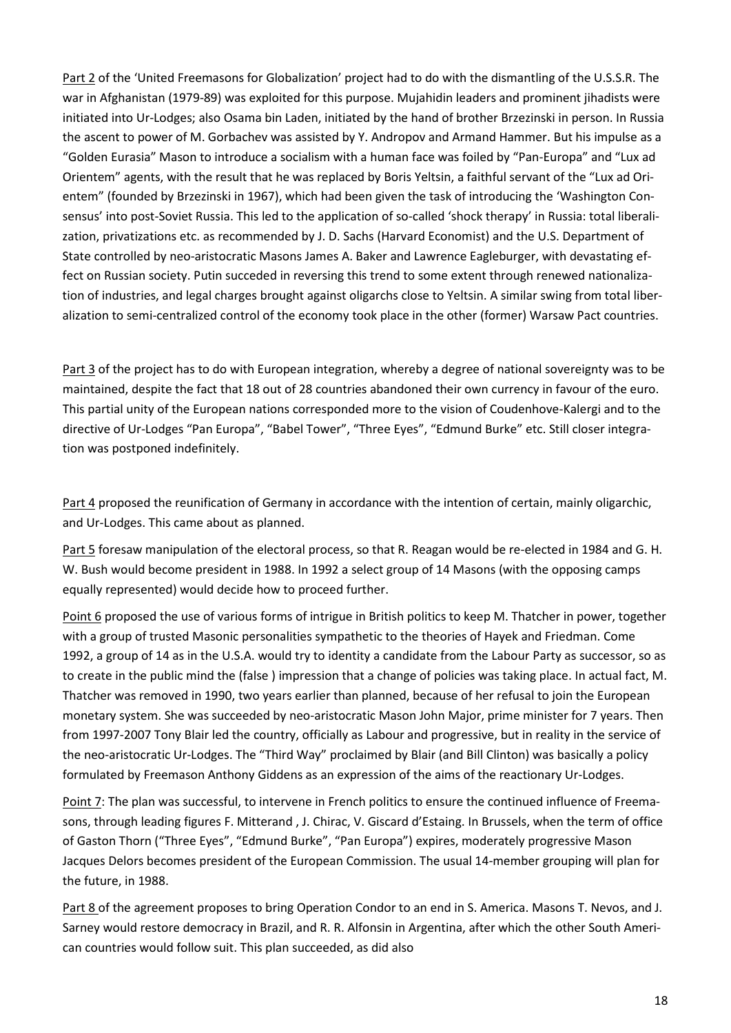Part 2 of the 'United Freemasons for Globalization' project had to do with the dismantling of the U.S.S.R. The war in Afghanistan (1979-89) was exploited for this purpose. Mujahidin leaders and prominent jihadists were initiated into Ur-Lodges; also Osama bin Laden, initiated by the hand of brother Brzezinski in person. In Russia the ascent to power of M. Gorbachev was assisted by Y. Andropov and Armand Hammer. But his impulse as a "Golden Eurasia" Mason to introduce a socialism with a human face was foiled by "Pan-Europa" and "Lux ad Orientem" agents, with the result that he was replaced by Boris Yeltsin, a faithful servant of the "Lux ad Orientem" (founded by Brzezinski in 1967), which had been given the task of introducing the 'Washington Consensus' into post-Soviet Russia. This led to the application of so-called 'shock therapy' in Russia: total liberalization, privatizations etc. as recommended by J. D. Sachs (Harvard Economist) and the U.S. Department of State controlled by neo-aristocratic Masons James A. Baker and Lawrence Eagleburger, with devastating effect on Russian society. Putin succeded in reversing this trend to some extent through renewed nationalization of industries, and legal charges brought against oligarchs close to Yeltsin. A similar swing from total liberalization to semi-centralized control of the economy took place in the other (former) Warsaw Pact countries.

Part 3 of the project has to do with European integration, whereby a degree of national sovereignty was to be maintained, despite the fact that 18 out of 28 countries abandoned their own currency in favour of the euro. This partial unity of the European nations corresponded more to the vision of Coudenhove-Kalergi and to the directive of Ur-Lodges "Pan Europa", "Babel Tower", "Three Eyes", "Edmund Burke" etc. Still closer integration was postponed indefinitely.

Part 4 proposed the reunification of Germany in accordance with the intention of certain, mainly oligarchic, and Ur-Lodges. This came about as planned.

Part 5 foresaw manipulation of the electoral process, so that R. Reagan would be re-elected in 1984 and G. H. W. Bush would become president in 1988. In 1992 a select group of 14 Masons (with the opposing camps equally represented) would decide how to proceed further.

Point 6 proposed the use of various forms of intrigue in British politics to keep M. Thatcher in power, together with a group of trusted Masonic personalities sympathetic to the theories of Hayek and Friedman. Come 1992, a group of 14 as in the U.S.A. would try to identity a candidate from the Labour Party as successor, so as to create in the public mind the (false ) impression that a change of policies was taking place. In actual fact, M. Thatcher was removed in 1990, two years earlier than planned, because of her refusal to join the European monetary system. She was succeeded by neo-aristocratic Mason John Major, prime minister for 7 years. Then from 1997-2007 Tony Blair led the country, officially as Labour and progressive, but in reality in the service of the neo-aristocratic Ur-Lodges. The "Third Way" proclaimed by Blair (and Bill Clinton) was basically a policy formulated by Freemason Anthony Giddens as an expression of the aims of the reactionary Ur-Lodges.

Point 7: The plan was successful, to intervene in French politics to ensure the continued influence of Freemasons, through leading figures F. Mitterand , J. Chirac, V. Giscard d'Estaing. In Brussels, when the term of office of Gaston Thorn ("Three Eyes", "Edmund Burke", "Pan Europa") expires, moderately progressive Mason Jacques Delors becomes president of the European Commission. The usual 14-member grouping will plan for the future, in 1988.

Part 8 of the agreement proposes to bring Operation Condor to an end in S. America. Masons T. Nevos, and J. Sarney would restore democracy in Brazil, and R. R. Alfonsin in Argentina, after which the other South American countries would follow suit. This plan succeeded, as did also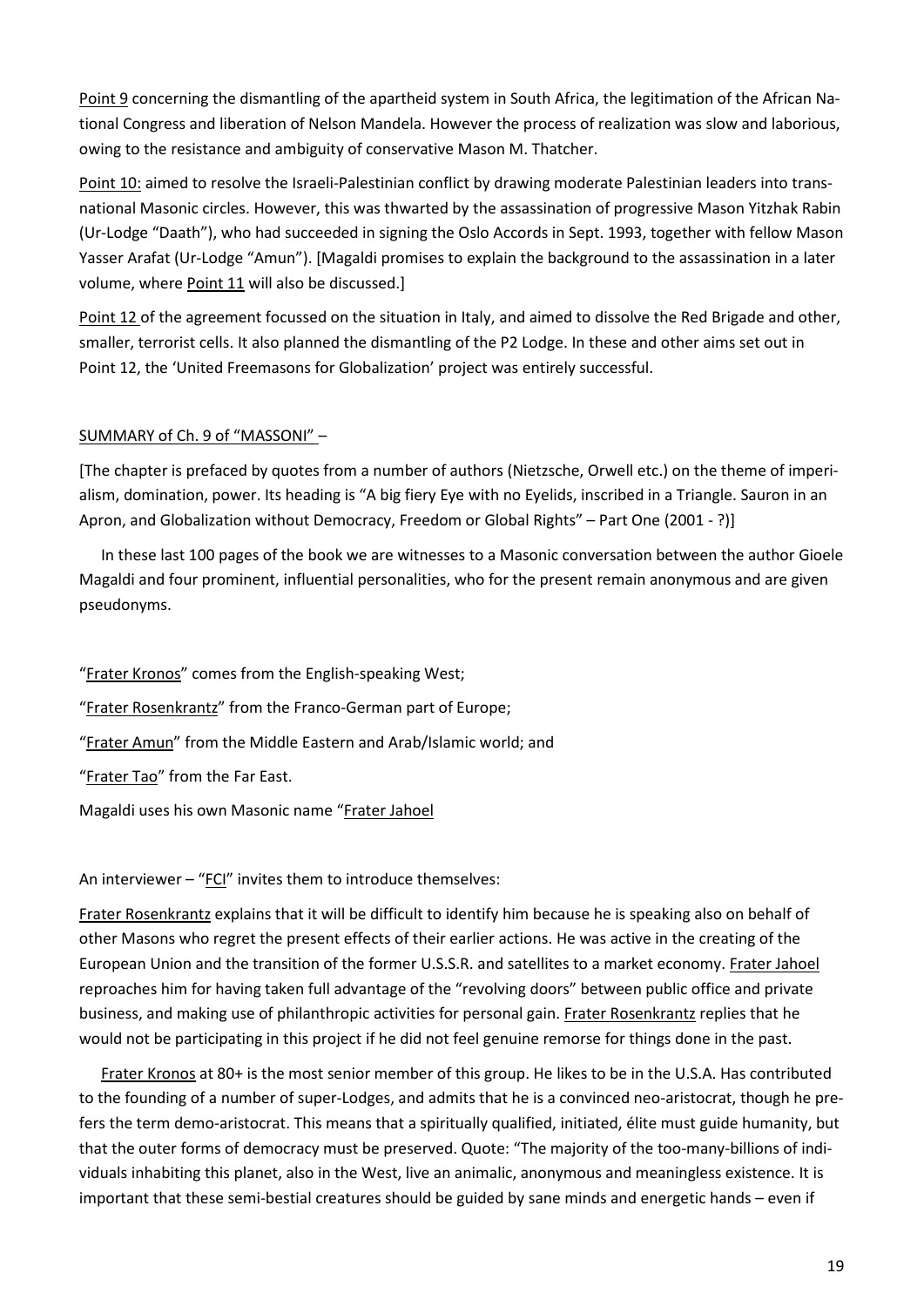Point 9 concerning the dismantling of the apartheid system in South Africa, the legitimation of the African National Congress and liberation of Nelson Mandela. However the process of realization was slow and laborious, owing to the resistance and ambiguity of conservative Mason M. Thatcher.

Point 10: aimed to resolve the Israeli-Palestinian conflict by drawing moderate Palestinian leaders into transnational Masonic circles. However, this was thwarted by the assassination of progressive Mason Yitzhak Rabin (Ur-Lodge "Daath"), who had succeeded in signing the Oslo Accords in Sept. 1993, together with fellow Mason Yasser Arafat (Ur-Lodge "Amun"). [Magaldi promises to explain the background to the assassination in a later volume, where Point 11 will also be discussed.]

Point 12 of the agreement focussed on the situation in Italy, and aimed to dissolve the Red Brigade and other, smaller, terrorist cells. It also planned the dismantling of the P2 Lodge. In these and other aims set out in Point 12, the 'United Freemasons for Globalization' project was entirely successful.

SUMMARY of Ch. 9 of "MASSONI" –

[The chapter is prefaced by quotes from a number of authors (Nietzsche, Orwell etc.) on the theme of imperialism, domination, power. Its heading is "A big fiery Eye with no Eyelids, inscribed in a Triangle. Sauron in an Apron, and Globalization without Democracy, Freedom or Global Rights" – Part One (2001 - ?)]

In these last 100 pages of the book we are witnesses to a Masonic conversation between the author Gioele Magaldi and four prominent, influential personalities, who for the present remain anonymous and are given pseudonyms.

"Frater Kronos" comes from the English-speaking West;

"Frater Rosenkrantz" from the Franco-German part of Europe;

"Frater Amun" from the Middle Eastern and Arab/Islamic world; and

"Frater Tao" from the Far East.

Magaldi uses his own Masonic name "Frater Jahoel

An interviewer – "FCI" invites them to introduce themselves:

Frater Rosenkrantz explains that it will be difficult to identify him because he is speaking also on behalf of other Masons who regret the present effects of their earlier actions. He was active in the creating of the European Union and the transition of the former U.S.S.R. and satellites to a market economy. Frater Jahoel reproaches him for having taken full advantage of the "revolving doors" between public office and private business, and making use of philanthropic activities for personal gain. Frater Rosenkrantz replies that he would not be participating in this project if he did not feel genuine remorse for things done in the past.

Frater Kronos at 80+ is the most senior member of this group. He likes to be in the U.S.A. Has contributed to the founding of a number of super-Lodges, and admits that he is a convinced neo-aristocrat, though he prefers the term demo-aristocrat. This means that a spiritually qualified, initiated, élite must guide humanity, but that the outer forms of democracy must be preserved. Quote: "The majority of the too-many-billions of individuals inhabiting this planet, also in the West, live an animalic, anonymous and meaningless existence. It is important that these semi-bestial creatures should be guided by sane minds and energetic hands – even if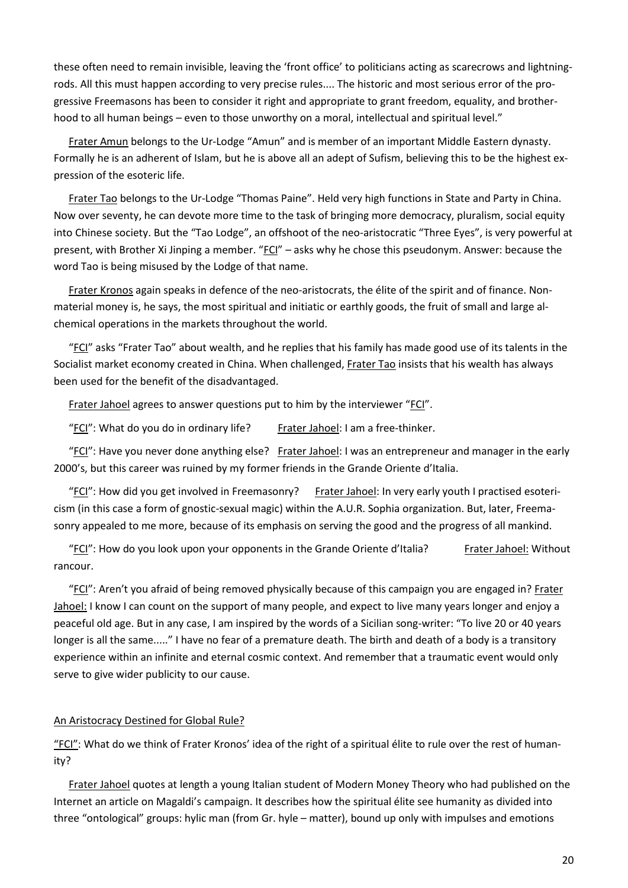these often need to remain invisible, leaving the 'front office' to politicians acting as scarecrows and lightning-rods. All this must happen according to very precise rules.... The historic and most serious error of the progressive Freemasons has been to consider it right and appropriate to grant freedom, equality, and brotherhood to all human beings – even to those unworthy on a moral, intellectual and spiritual level."

Frater Amun belongs to the Ur-Lodge "Amun" and is member of an important Middle Eastern dynasty. Formally he is an adherent of Islam, but he is above all an adept of Sufism, believing this to be the highest expression of the esoteric life.

Frater Tao belongs to the Ur-Lodge "Thomas Paine". Held very high functions in State and Party in China. Now over seventy, he can devote more time to the task of bringing more democracy, pluralism, social equity into Chinese society. But the "Tao Lodge", an offshoot of the neo-aristocratic "Three Eyes", is very powerful at present, with Brother Xi Jinping a member. "FCI" – asks why he chose this pseudonym. Answer: because the word Tao is being misused by the Lodge of that name.

Frater Kronos again speaks in defence of the neo-aristocrats, the élite of the spirit and of finance. Non-material money is, he says, the most spiritual and initiatic or earthly goods, the fruit of small and large alchemical operations in the markets throughout the world.

"FCI" asks "Frater Tao" about wealth, and he replies that his family has made good use of its talents in the Socialist market economy created in China. When challenged, Frater Tao insists that his wealth has always been used for the benefit of the disadvantaged.

Frater Jahoel agrees to answer questions put to him by the interviewer "FCI".

"FCI": What do you do in ordinary life? Frater Jahoel: I am a free-thinker.

"FCI": Have you never done anything else? Frater Jahoel: I was an entrepreneur and manager in the early 2000's, but this career was ruined by my former friends in the Grande Oriente d'Italia.

"FCI": How did you get involved in Freemasonry? Frater Jahoel: In very early youth I practised esotericism (in this case a form of gnostic-sexual magic) within the A.U.R. Sophia organization. But, later, Freemasonry appealed to me more, because of its emphasis on serving the good and the progress of all mankind.

"FCI": How do you look upon your opponents in the Grande Oriente d'Italia? Frater Jahoel: Without rancour.

"FCI": Aren't you afraid of being removed physically because of this campaign you are engaged in? Frater Jahoel: I know I can count on the support of many people, and expect to live many years longer and enjoy a peaceful old age. But in any case, I am inspired by the words of a Sicilian song-writer: "To live 20 or 40 years longer is all the same....." I have no fear of a premature death. The birth and death of a body is a transitory experience within an infinite and eternal cosmic context. And remember that a traumatic event would only serve to give wider publicity to our cause.

## An Aristocracy Destined for Global Rule?

"FCI": What do we think of Frater Kronos' idea of the right of a spiritual élite to rule over the rest of humanity?

Frater Jahoel quotes at length a young Italian student of Modern Money Theory who had published on the Internet an article on Magaldi's campaign. It describes how the spiritual élite see humanity as divided into three "ontological" groups: hylic man (from Gr. hyle – matter), bound up only with impulses and emotions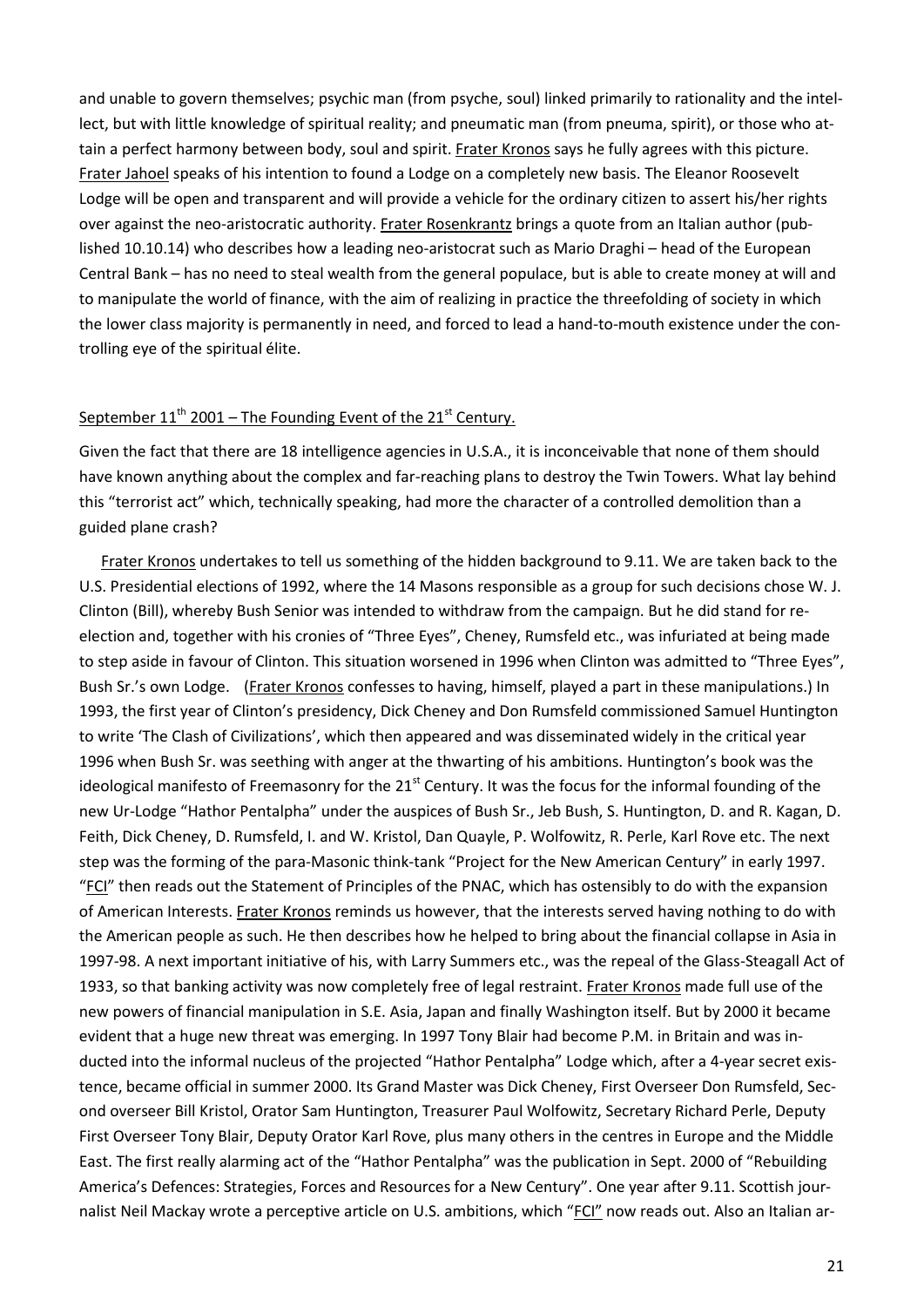and unable to govern themselves; psychic man (from psyche, soul) linked primarily to rationality and the intellect, but with little knowledge of spiritual reality; and pneumatic man (from pneuma, spirit), or those who attain a perfect harmony between body, soul and spirit. Frater Kronos says he fully agrees with this picture. Frater Jahoel speaks of his intention to found a Lodge on a completely new basis. The Eleanor Roosevelt Lodge will be open and transparent and will provide a vehicle for the ordinary citizen to assert his/her rights over against the neo-aristocratic authority. Frater Rosenkrantz brings a quote from an Italian author (published 10.10.14) who describes how a leading neo-aristocrat such as Mario Draghi – head of the European Central Bank – has no need to steal wealth from the general populace, but is able to create money at will and to manipulate the world of finance, with the aim of realizing in practice the threefolding of society in which the lower class majority is permanently in need, and forced to lead a hand-to-mouth existence under the controlling eye of the spiritual élite.

## September 11th 2001 – The Founding Event of the 21st Century.

Given the fact that there are 18 intelligence agencies in U.S.A., it is inconceivable that none of them should have known anything about the complex and far-reaching plans to destroy the Twin Towers. What lay behind this "terrorist act" which, technically speaking, had more the character of a controlled demolition than a guided plane crash?

Frater Kronos undertakes to tell us something of the hidden background to 9.11. We are taken back to the U.S. Presidential elections of 1992, where the 14 Masons responsible as a group for such decisions chose W. J. Clinton (Bill), whereby Bush Senior was intended to withdraw from the campaign. But he did stand for re-election and, together with his cronies of "Three Eyes", Cheney, Rumsfeld etc., was infuriated at being made to step aside in favour of Clinton. This situation worsened in 1996 when Clinton was admitted to "Three Eyes", Bush Sr.'s own Lodge. (Frater Kronos confesses to having, himself, played a part in these manipulations.) In 1993, the first year of Clinton's presidency, Dick Cheney and Don Rumsfeld commissioned Samuel Huntington to write 'The Clash of Civilizations', which then appeared and was disseminated widely in the critical year 1996 when Bush Sr. was seething with anger at the thwarting of his ambitions. Huntington's book was the ideological manifesto of Freemasonry for the 21st Century. It was the focus for the informal founding of the new Ur-Lodge "Hathor Pentalpha" under the auspices of Bush Sr., Jeb Bush, S. Huntington, D. and R. Kagan, D. Feith, Dick Cheney, D. Rumsfeld, I. and W. Kristol, Dan Quayle, P. Wolfowitz, R. Perle, Karl Rove etc. The next step was the forming of the para-Masonic think-tank "Project for the New American Century" in early 1997. "FCI" then reads out the Statement of Principles of the PNAC, which has ostensibly to do with the expansion of American Interests. Frater Kronos reminds us however, that the interests served having nothing to do with the American people as such. He then describes how he helped to bring about the financial collapse in Asia in 1997-98. A next important initiative of his, with Larry Summers etc., was the repeal of the Glass-Steagall Act of 1933, so that banking activity was now completely free of legal restraint. Frater Kronos made full use of the new powers of financial manipulation in S.E. Asia, Japan and finally Washington itself. But by 2000 it became evident that a huge new threat was emerging. In 1997 Tony Blair had become P.M. in Britain and was inducted into the informal nucleus of the projected "Hathor Pentalpha" Lodge which, after a 4-year secret existence, became official in summer 2000. Its Grand Master was Dick Cheney, First Overseer Don Rumsfeld, Second overseer Bill Kristol, Orator Sam Huntington, Treasurer Paul Wolfowitz, Secretary Richard Perle, Deputy First Overseer Tony Blair, Deputy Orator Karl Rove, plus many others in the centres in Europe and the Middle East. The first really alarming act of the "Hathor Pentalpha" was the publication in Sept. 2000 of "Rebuilding America's Defences: Strategies, Forces and Resources for a New Century". One year after 9.11. Scottish journalist Neil Mackay wrote a perceptive article on U.S. ambitions, which "FCI" now reads out. Also an Italian ar-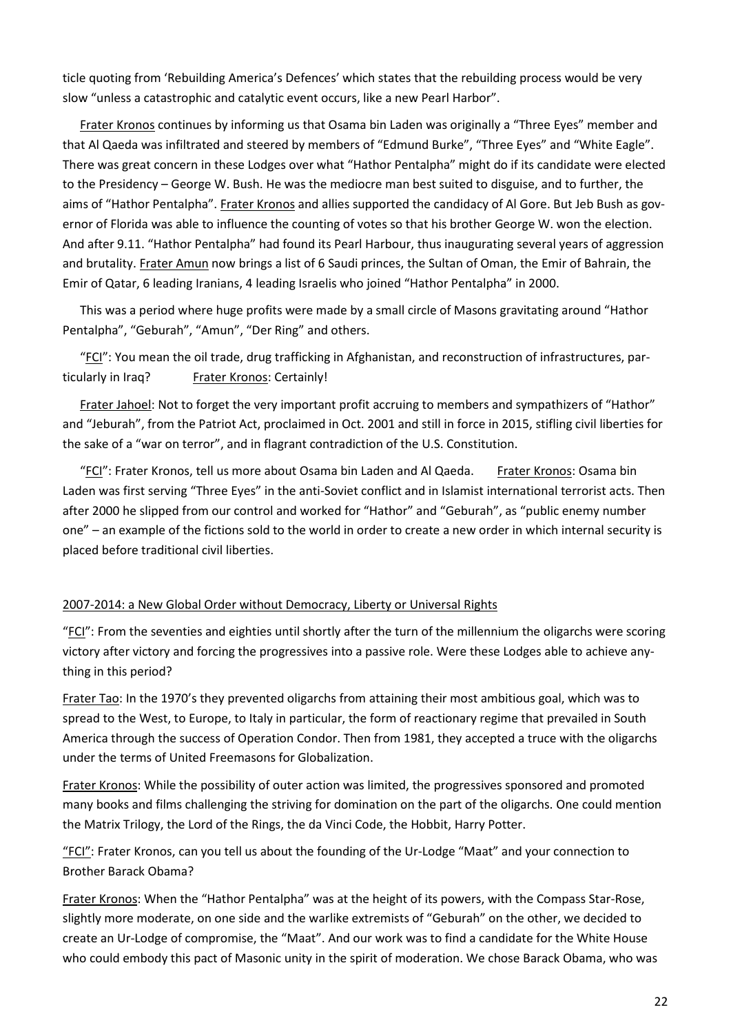ticle quoting from 'Rebuilding America's Defences' which states that the rebuilding process would be very slow "unless a catastrophic and catalytic event occurs, like a new Pearl Harbor".

Frater Kronos continues by informing us that Osama bin Laden was originally a "Three Eyes" member and that Al Qaeda was infiltrated and steered by members of "Edmund Burke", "Three Eyes" and "White Eagle". There was great concern in these Lodges over what "Hathor Pentalpha" might do if its candidate were elected to the Presidency – George W. Bush. He was the mediocre man best suited to disguise, and to further, the aims of "Hathor Pentalpha". Frater Kronos and allies supported the candidacy of Al Gore. But Jeb Bush as governor of Florida was able to influence the counting of votes so that his brother George W. won the election. And after 9.11. "Hathor Pentalpha" had found its Pearl Harbour, thus inaugurating several years of aggression and brutality. Frater Amun now brings a list of 6 Saudi princes, the Sultan of Oman, the Emir of Bahrain, the Emir of Qatar, 6 leading Iranians, 4 leading Israelis who joined "Hathor Pentalpha" in 2000.

This was a period where huge profits were made by a small circle of Masons gravitating around "Hathor Pentalpha", "Geburah", "Amun", "Der Ring" and others.

"FCI": You mean the oil trade, drug trafficking in Afghanistan, and reconstruction of infrastructures, particularly in Iraq? Frater Kronos: Certainly!

Frater Jahoel: Not to forget the very important profit accruing to members and sympathizers of "Hathor" and "Jeburah", from the Patriot Act, proclaimed in Oct. 2001 and still in force in 2015, stifling civil liberties for the sake of a "war on terror", and in flagrant contradiction of the U.S. Constitution.

"FCI": Frater Kronos, tell us more about Osama bin Laden and Al Qaeda. Frater Kronos: Osama bin Laden was first serving "Three Eyes" in the anti-Soviet conflict and in Islamist international terrorist acts. Then after 2000 he slipped from our control and worked for "Hathor" and "Geburah", as "public enemy number one" – an example of the fictions sold to the world in order to create a new order in which internal security is placed before traditional civil liberties.

## 2007-2014: a New Global Order without Democracy, Liberty or Universal Rights

"FCI": From the seventies and eighties until shortly after the turn of the millennium the oligarchs were scoring victory after victory and forcing the progressives into a passive role. Were these Lodges able to achieve anything in this period?

Frater Tao: In the 1970's they prevented oligarchs from attaining their most ambitious goal, which was to spread to the West, to Europe, to Italy in particular, the form of reactionary regime that prevailed in South America through the success of Operation Condor. Then from 1981, they accepted a truce with the oligarchs under the terms of United Freemasons for Globalization.

Frater Kronos: While the possibility of outer action was limited, the progressives sponsored and promoted many books and films challenging the striving for domination on the part of the oligarchs. One could mention the Matrix Trilogy, the Lord of the Rings, the da Vinci Code, the Hobbit, Harry Potter.

"FCI": Frater Kronos, can you tell us about the founding of the Ur-Lodge "Maat" and your connection to Brother Barack Obama?

Frater Kronos: When the "Hathor Pentalpha" was at the height of its powers, with the Compass Star-Rose, slightly more moderate, on one side and the warlike extremists of "Geburah" on the other, we decided to create an Ur-Lodge of compromise, the "Maat". And our work was to find a candidate for the White House who could embody this pact of Masonic unity in the spirit of moderation. We chose Barack Obama, who was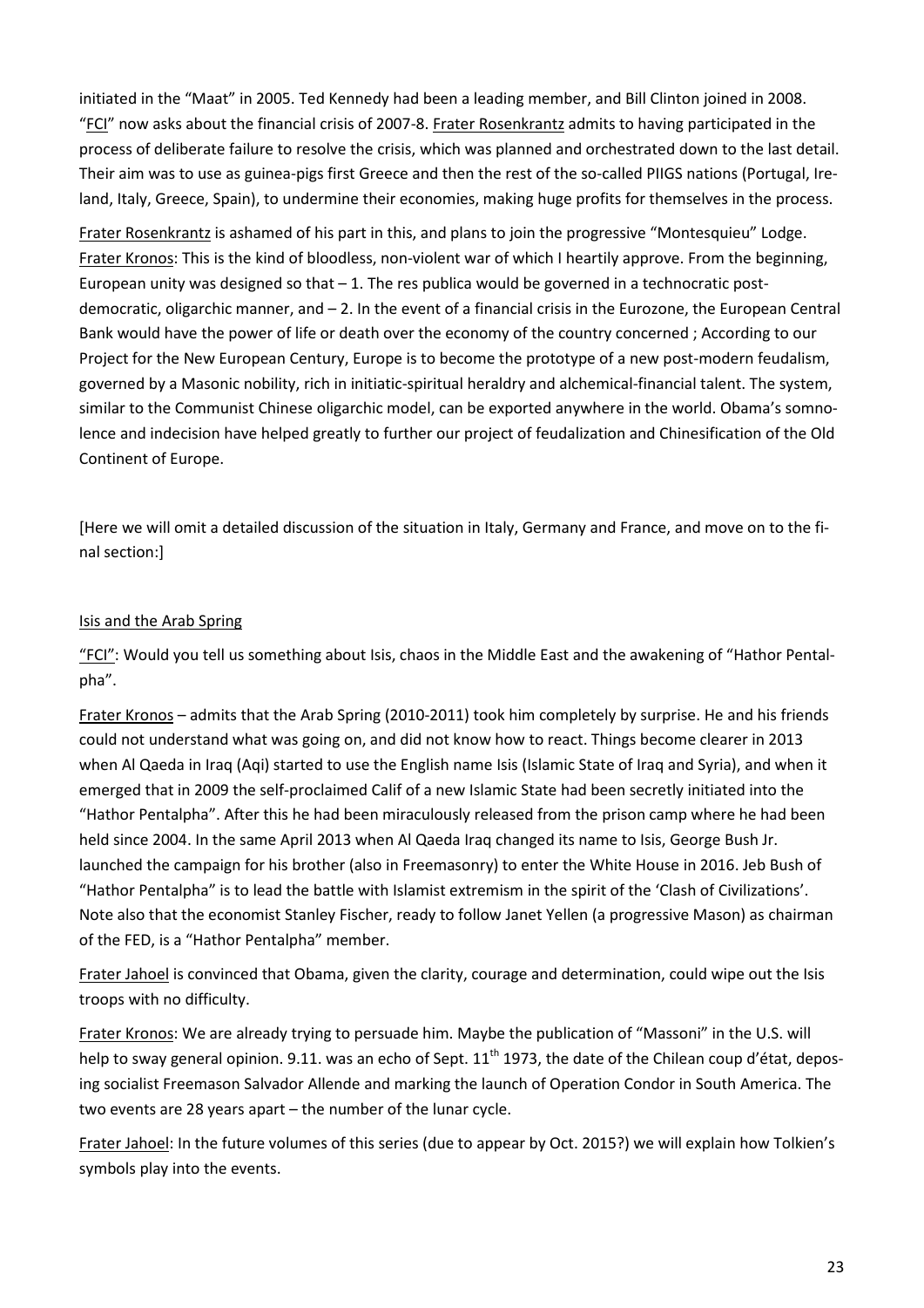initiated in the "Maat" in 2005. Ted Kennedy had been a leading member, and Bill Clinton joined in 2008. "FCI" now asks about the financial crisis of 2007-8. Frater Rosenkrantz admits to having participated in the process of deliberate failure to resolve the crisis, which was planned and orchestrated down to the last detail. Their aim was to use as guinea-pigs first Greece and then the rest of the so-called PIIGS nations (Portugal, Ireland, Italy, Greece, Spain), to undermine their economies, making huge profits for themselves in the process.

Frater Rosenkrantz is ashamed of his part in this, and plans to join the progressive "Montesquieu" Lodge. Frater Kronos: This is the kind of bloodless, non-violent war of which I heartily approve. From the beginning, European unity was designed so that – 1. The res publica would be governed in a technocratic post-democratic, oligarchic manner, and – 2. In the event of a financial crisis in the Eurozone, the European Central Bank would have the power of life or death over the economy of the country concerned ; According to our Project for the New European Century, Europe is to become the prototype of a new post-modern feudalism, governed by a Masonic nobility, rich in initiatic-spiritual heraldry and alchemical-financial talent. The system, similar to the Communist Chinese oligarchic model, can be exported anywhere in the world. Obama's somnolence and indecision have helped greatly to further our project of feudalization and Chinesification of the Old Continent of Europe.

[Here we will omit a detailed discussion of the situation in Italy, Germany and France, and move on to the final section:]

## Isis and the Arab Spring

"FCI": Would you tell us something about Isis, chaos in the Middle East and the awakening of "Hathor Pentalpha".

Frater Kronos – admits that the Arab Spring (2010-2011) took him completely by surprise. He and his friends could not understand what was going on, and did not know how to react. Things become clearer in 2013 when Al Qaeda in Iraq (Aqi) started to use the English name Isis (Islamic State of Iraq and Syria), and when it emerged that in 2009 the self-proclaimed Calif of a new Islamic State had been secretly initiated into the "Hathor Pentalpha". After this he had been miraculously released from the prison camp where he had been held since 2004. In the same April 2013 when Al Qaeda Iraq changed its name to Isis, George Bush Jr. launched the campaign for his brother (also in Freemasonry) to enter the White House in 2016. Jeb Bush of "Hathor Pentalpha" is to lead the battle with Islamist extremism in the spirit of the 'Clash of Civilizations'. Note also that the economist Stanley Fischer, ready to follow Janet Yellen (a progressive Mason) as chairman of the FED, is a "Hathor Pentalpha" member.

Frater Jahoel is convinced that Obama, given the clarity, courage and determination, could wipe out the Isis troops with no difficulty.

Frater Kronos: We are already trying to persuade him. Maybe the publication of "Massoni" in the U.S. will help to sway general opinion. 9.11. was an echo of Sept. 11th 1973, the date of the Chilean coup d'état, deposing socialist Freemason Salvador Allende and marking the launch of Operation Condor in South America. The two events are 28 years apart – the number of the lunar cycle.

Frater Jahoel: In the future volumes of this series (due to appear by Oct. 2015?) we will explain how Tolkien's symbols play into the events.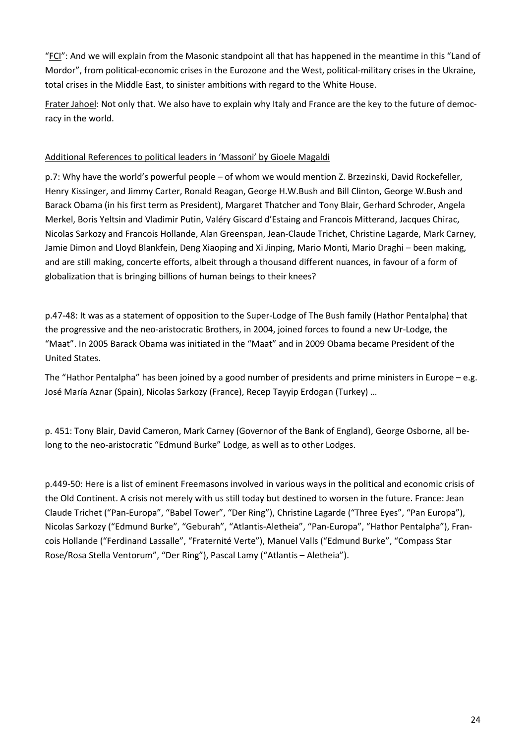"FCI": And we will explain from the Masonic standpoint all that has happened in the meantime in this "Land of Mordor", from political-economic crises in the Eurozone and the West, political-military crises in the Ukraine, total crises in the Middle East, to sinister ambitions with regard to the White House.

Frater Jahoel: Not only that. We also have to explain why Italy and France are the key to the future of democracy in the world.

Additional References to political leaders in 'Massoni' by Gioele Magaldi

p.7: Why have the world's powerful people – of whom we would mention Z. Brzezinski, David Rockefeller, Henry Kissinger, and Jimmy Carter, Ronald Reagan, George H.W.Bush and Bill Clinton, George W.Bush and Barack Obama (in his first term as President), Margaret Thatcher and Tony Blair, Gerhard Schroder, Angela Merkel, Boris Yeltsin and Vladimir Putin, Valéry Giscard d'Estaing and Francois Mitterand, Jacques Chirac, Nicolas Sarkozy and Francois Hollande, Alan Greenspan, Jean-Claude Trichet, Christine Lagarde, Mark Carney, Jamie Dimon and Lloyd Blankfein, Deng Xiaoping and Xi Jinping, Mario Monti, Mario Draghi – been making, and are still making, concerte efforts, albeit through a thousand different nuances, in favour of a form of globalization that is bringing billions of human beings to their knees?

p.47-48: It was as a statement of opposition to the Super-Lodge of The Bush family (Hathor Pentalpha) that the progressive and the neo-aristocratic Brothers, in 2004, joined forces to found a new Ur-Lodge, the "Maat". In 2005 Barack Obama was initiated in the "Maat" and in 2009 Obama became President of the United States.

The "Hathor Pentalpha" has been joined by a good number of presidents and prime ministers in Europe – e.g. José María Aznar (Spain), Nicolas Sarkozy (France), Recep Tayyip Erdogan (Turkey) …

p. 451: Tony Blair, David Cameron, Mark Carney (Governor of the Bank of England), George Osborne, all belong to the neo-aristocratic "Edmund Burke" Lodge, as well as to other Lodges.

p.449-50: Here is a list of eminent Freemasons involved in various ways in the political and economic crisis of the Old Continent. A crisis not merely with us still today but destined to worsen in the future. France: Jean Claude Trichet ("Pan-Europa", "Babel Tower", "Der Ring"), Christine Lagarde ("Three Eyes", "Pan Europa"), Nicolas Sarkozy ("Edmund Burke", "Geburah", "Atlantis-Aletheia", "Pan-Europa", "Hathor Pentalpha"), Francois Hollande ("Ferdinand Lassalle", "Fraternité Verte"), Manuel Valls ("Edmund Burke", "Compass Star Rose/Rosa Stella Ventorum", "Der Ring"), Pascal Lamy ("Atlantis – Aletheia").